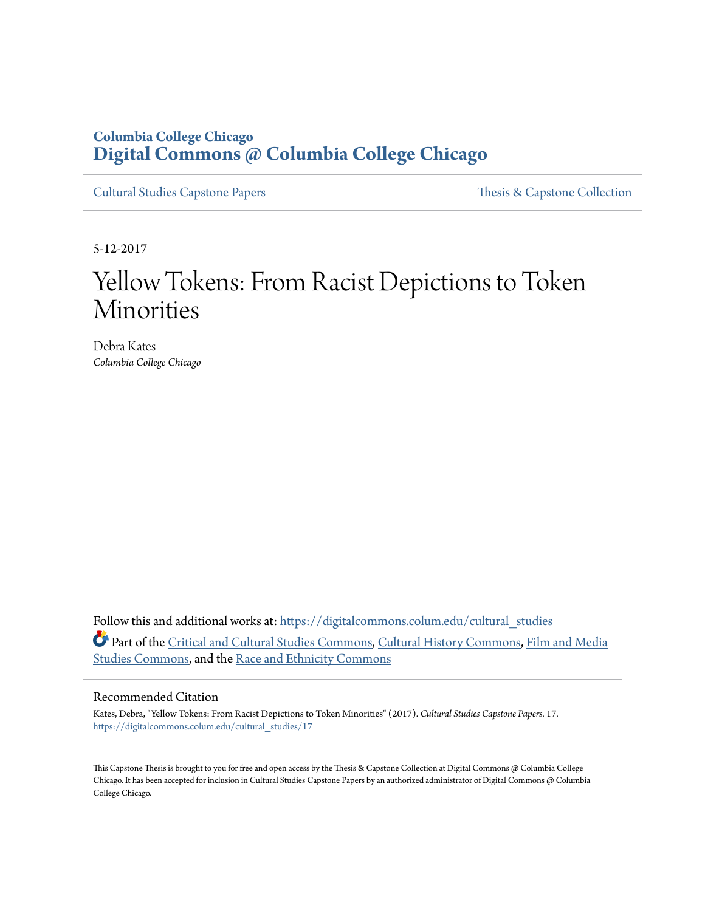**Columbia College Chicago**
**Digital Commons @ Columbia College Chicago**

Cultural Studies Capstone Papers | Thesis & Capstone Collection

5-12-2017

# Yellow Tokens: From Racist Depictions to Token Minorities

Debra Kates
*Columbia College Chicago*

Follow this and additional works at: https://digitalcommons.colum.edu/cultural_studies

Part of the Critical and Cultural Studies Commons, Cultural History Commons, Film and Media Studies Commons, and the Race and Ethnicity Commons

## Recommended Citation

Kates, Debra, "Yellow Tokens: From Racist Depictions to Token Minorities" (2017). *Cultural Studies Capstone Papers*. 17.
https://digitalcommons.colum.edu/cultural_studies/17

This Capstone Thesis is brought to you for free and open access by the Thesis & Capstone Collection at Digital Commons @ Columbia College Chicago. It has been accepted for inclusion in Cultural Studies Capstone Papers by an authorized administrator of Digital Commons @ Columbia College Chicago.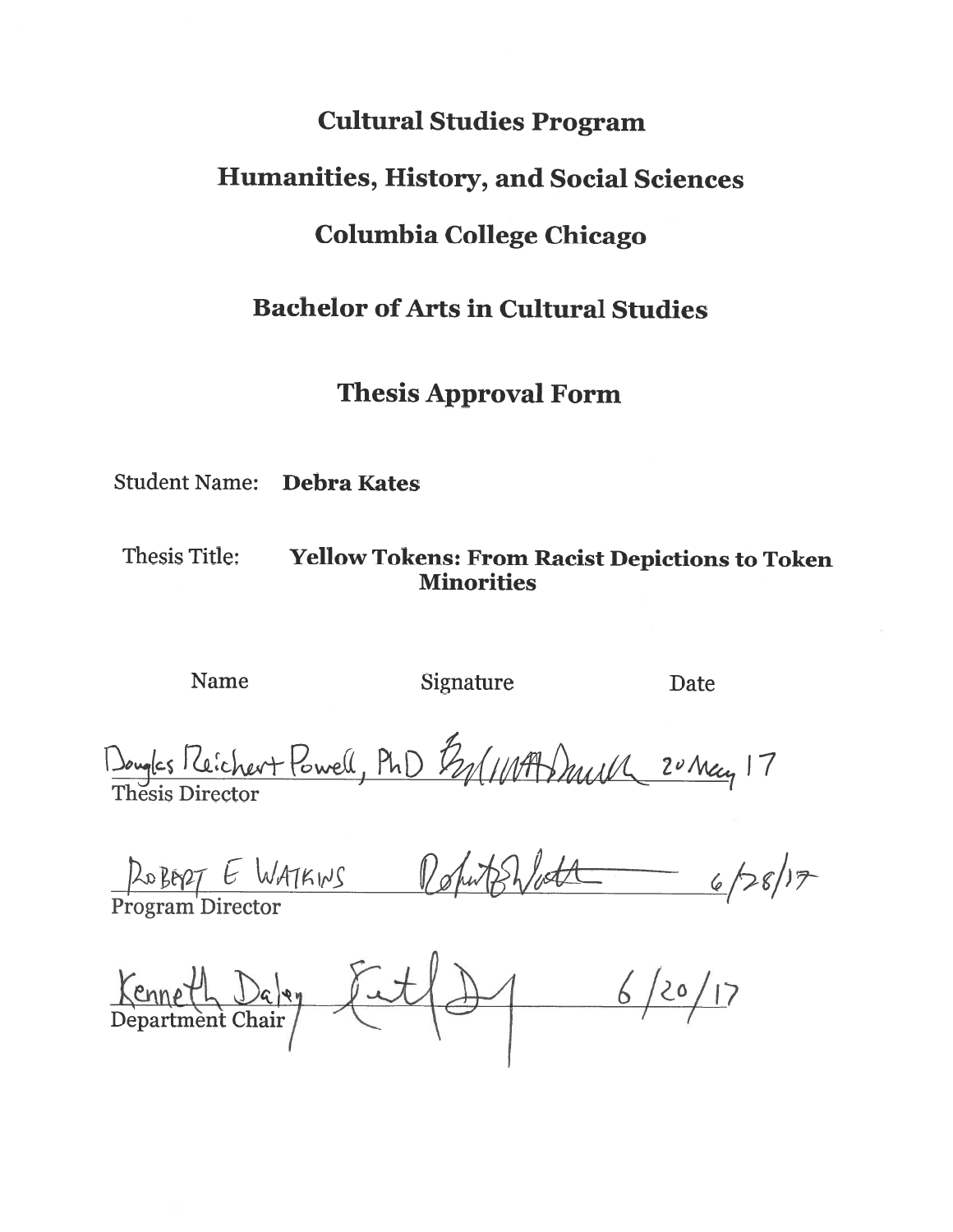# Cultural Studies Program

# Humanities, History, and Social Sciences

# Columbia College Chicago

## Bachelor of Arts in Cultural Studies

## Thesis Approval Form

Student Name: **Debra Kates**

Thesis Title: **Yellow Tokens: From Racist Depictions to Token Minorities**

| Name | Signature | Date |
| --- | --- | --- |
| Douglas Reichert Powell, PhD<br>Thesis Director | [signature] | 20 May 17 |
| Robert E Watkins<br>Program Director | [signature] | 6/28/17 |
| Kenneth Daley<br>Department Chair | [signature] | 6/20/17 |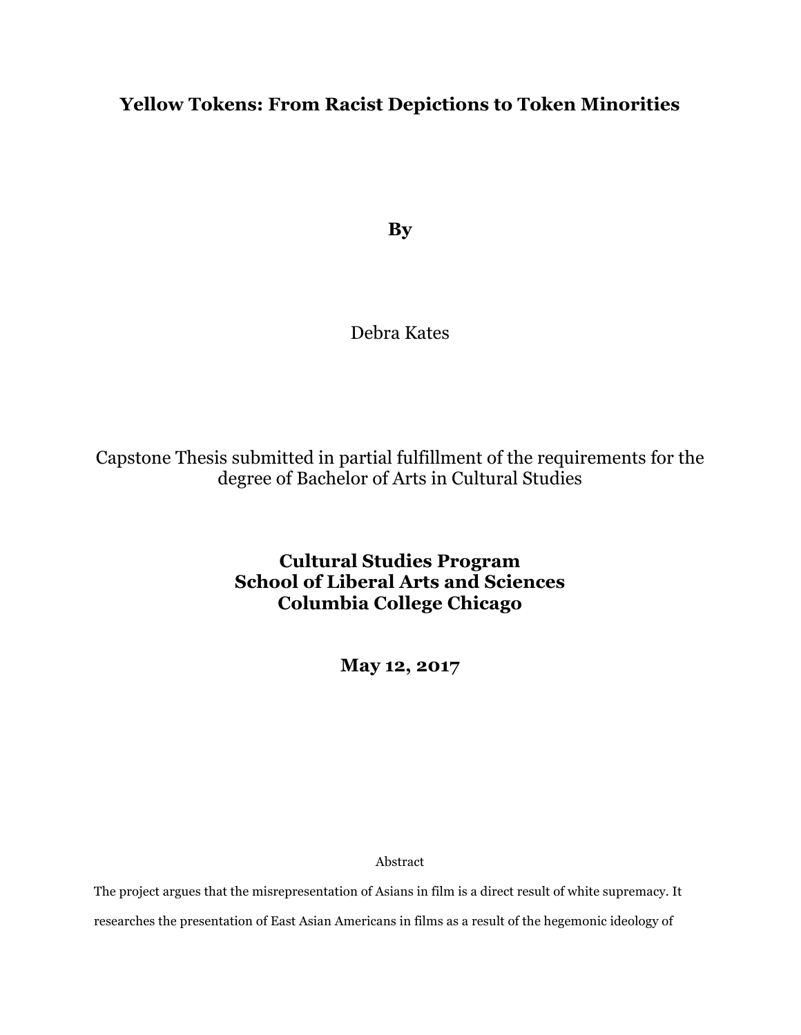# Yellow Tokens: From Racist Depictions to Token Minorities

**By**

Debra Kates

Capstone Thesis submitted in partial fulfillment of the requirements for the degree of Bachelor of Arts in Cultural Studies

**Cultural Studies Program**
**School of Liberal Arts and Sciences**
**Columbia College Chicago**

**May 12, 2017**

Abstract

The project argues that the misrepresentation of Asians in film is a direct result of white supremacy. It researches the presentation of East Asian Americans in films as a result of the hegemonic ideology of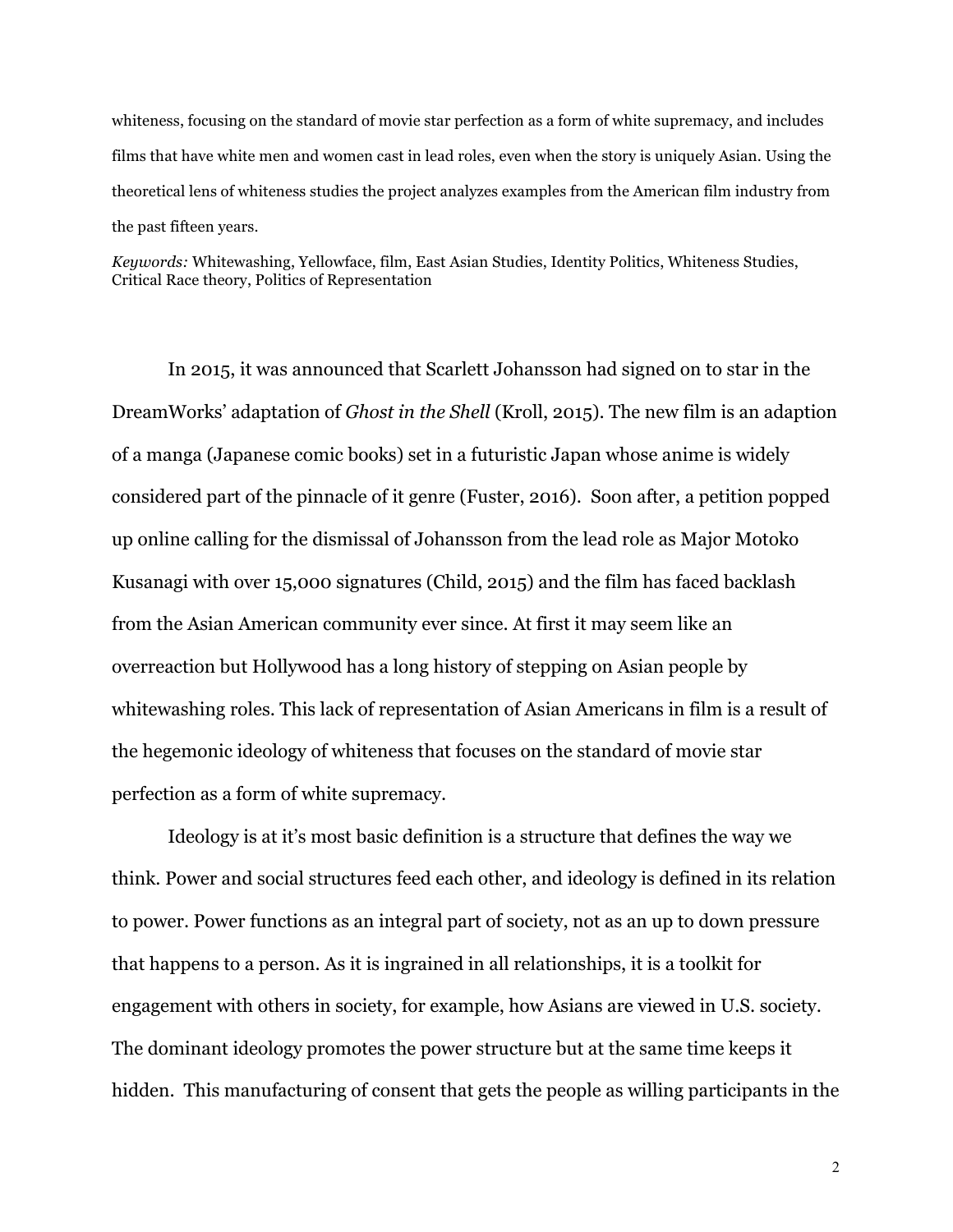whiteness, focusing on the standard of movie star perfection as a form of white supremacy, and includes films that have white men and women cast in lead roles, even when the story is uniquely Asian. Using the theoretical lens of whiteness studies the project analyzes examples from the American film industry from the past fifteen years.

*Keywords:* Whitewashing, Yellowface, film, East Asian Studies, Identity Politics, Whiteness Studies, Critical Race theory, Politics of Representation

In 2015, it was announced that Scarlett Johansson had signed on to star in the DreamWorks' adaptation of *Ghost in the Shell* (Kroll, 2015). The new film is an adaption of a manga (Japanese comic books) set in a futuristic Japan whose anime is widely considered part of the pinnacle of it genre (Fuster, 2016). Soon after, a petition popped up online calling for the dismissal of Johansson from the lead role as Major Motoko Kusanagi with over 15,000 signatures (Child, 2015) and the film has faced backlash from the Asian American community ever since. At first it may seem like an overreaction but Hollywood has a long history of stepping on Asian people by whitewashing roles. This lack of representation of Asian Americans in film is a result of the hegemonic ideology of whiteness that focuses on the standard of movie star perfection as a form of white supremacy.

Ideology is at it's most basic definition is a structure that defines the way we think. Power and social structures feed each other, and ideology is defined in its relation to power. Power functions as an integral part of society, not as an up to down pressure that happens to a person. As it is ingrained in all relationships, it is a toolkit for engagement with others in society, for example, how Asians are viewed in U.S. society. The dominant ideology promotes the power structure but at the same time keeps it hidden. This manufacturing of consent that gets the people as willing participants in the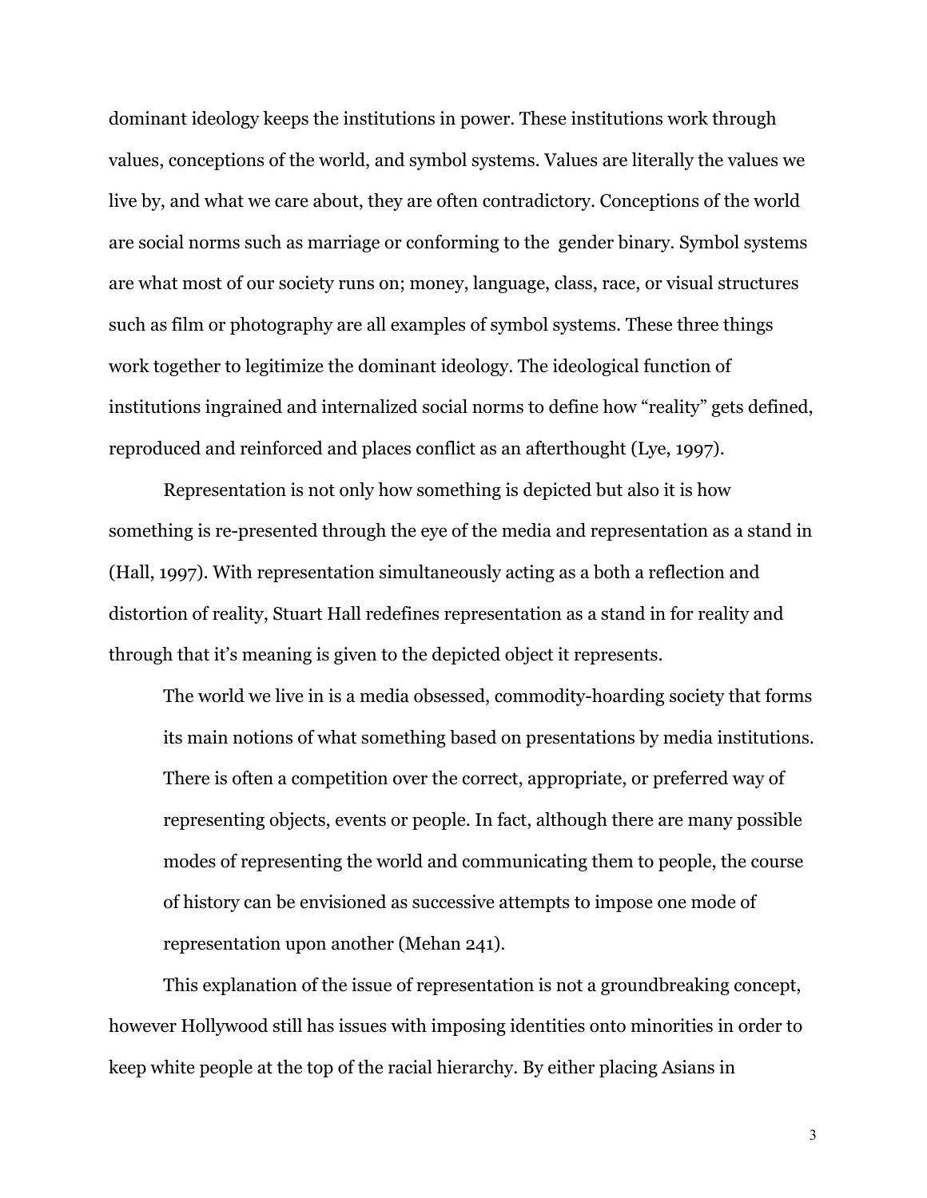dominant ideology keeps the institutions in power. These institutions work through values, conceptions of the world, and symbol systems. Values are literally the values we live by, and what we care about, they are often contradictory. Conceptions of the world are social norms such as marriage or conforming to the  gender binary. Symbol systems are what most of our society runs on; money, language, class, race, or visual structures such as film or photography are all examples of symbol systems. These three things work together to legitimize the dominant ideology. The ideological function of institutions ingrained and internalized social norms to define how "reality" gets defined, reproduced and reinforced and places conflict as an afterthought (Lye, 1997).

Representation is not only how something is depicted but also it is how something is re-presented through the eye of the media and representation as a stand in (Hall, 1997). With representation simultaneously acting as a both a reflection and distortion of reality, Stuart Hall redefines representation as a stand in for reality and through that it's meaning is given to the depicted object it represents.

> The world we live in is a media obsessed, commodity-hoarding society that forms its main notions of what something based on presentations by media institutions. There is often a competition over the correct, appropriate, or preferred way of representing objects, events or people. In fact, although there are many possible modes of representing the world and communicating them to people, the course of history can be envisioned as successive attempts to impose one mode of representation upon another (Mehan 241).

This explanation of the issue of representation is not a groundbreaking concept, however Hollywood still has issues with imposing identities onto minorities in order to keep white people at the top of the racial hierarchy. By either placing Asians in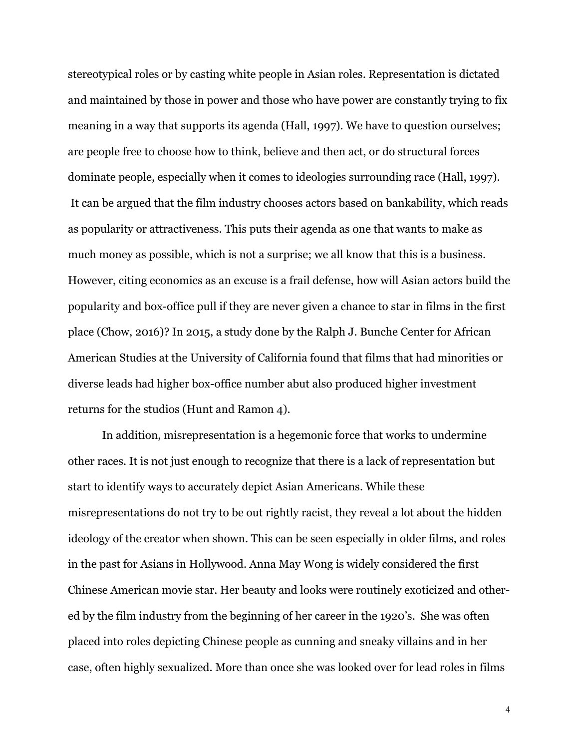stereotypical roles or by casting white people in Asian roles. Representation is dictated and maintained by those in power and those who have power are constantly trying to fix meaning in a way that supports its agenda (Hall, 1997). We have to question ourselves; are people free to choose how to think, believe and then act, or do structural forces dominate people, especially when it comes to ideologies surrounding race (Hall, 1997). It can be argued that the film industry chooses actors based on bankability, which reads as popularity or attractiveness. This puts their agenda as one that wants to make as much money as possible, which is not a surprise; we all know that this is a business. However, citing economics as an excuse is a frail defense, how will Asian actors build the popularity and box-office pull if they are never given a chance to star in films in the first place (Chow, 2016)? In 2015, a study done by the Ralph J. Bunche Center for African American Studies at the University of California found that films that had minorities or diverse leads had higher box-office number abut also produced higher investment returns for the studios (Hunt and Ramon 4).

In addition, misrepresentation is a hegemonic force that works to undermine other races. It is not just enough to recognize that there is a lack of representation but start to identify ways to accurately depict Asian Americans. While these misrepresentations do not try to be out rightly racist, they reveal a lot about the hidden ideology of the creator when shown. This can be seen especially in older films, and roles in the past for Asians in Hollywood. Anna May Wong is widely considered the first Chinese American movie star. Her beauty and looks were routinely exoticized and other-ed by the film industry from the beginning of her career in the 1920's. She was often placed into roles depicting Chinese people as cunning and sneaky villains and in her case, often highly sexualized. More than once she was looked over for lead roles in films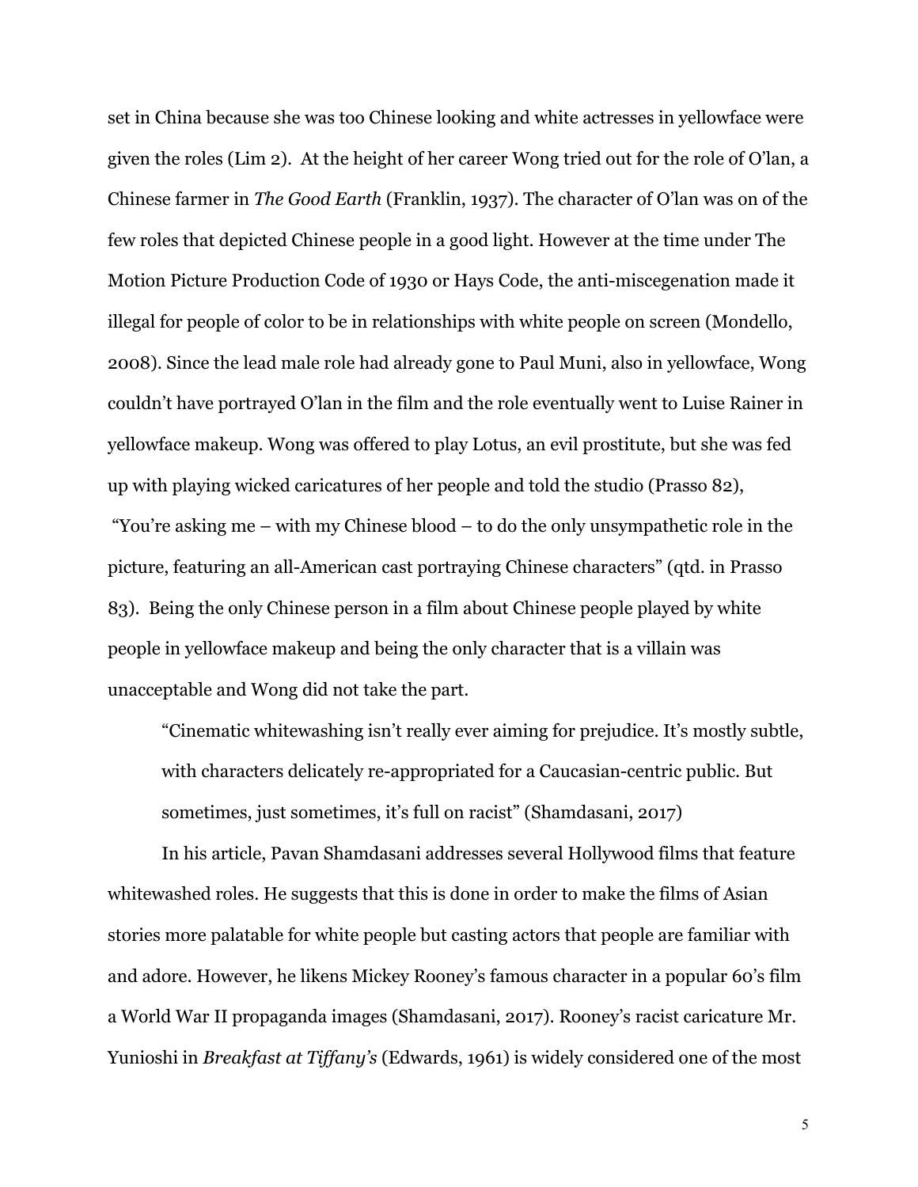set in China because she was too Chinese looking and white actresses in yellowface were given the roles (Lim 2). At the height of her career Wong tried out for the role of O'lan, a Chinese farmer in *The Good Earth* (Franklin, 1937). The character of O'lan was on of the few roles that depicted Chinese people in a good light. However at the time under The Motion Picture Production Code of 1930 or Hays Code, the anti-miscegenation made it illegal for people of color to be in relationships with white people on screen (Mondello, 2008). Since the lead male role had already gone to Paul Muni, also in yellowface, Wong couldn't have portrayed O'lan in the film and the role eventually went to Luise Rainer in yellowface makeup. Wong was offered to play Lotus, an evil prostitute, but she was fed up with playing wicked caricatures of her people and told the studio (Prasso 82), "You're asking me – with my Chinese blood – to do the only unsympathetic role in the picture, featuring an all-American cast portraying Chinese characters" (qtd. in Prasso 83). Being the only Chinese person in a film about Chinese people played by white people in yellowface makeup and being the only character that is a villain was unacceptable and Wong did not take the part.

> "Cinematic whitewashing isn't really ever aiming for prejudice. It's mostly subtle, with characters delicately re-appropriated for a Caucasian-centric public. But sometimes, just sometimes, it's full on racist" (Shamdasani, 2017)

In his article, Pavan Shamdasani addresses several Hollywood films that feature whitewashed roles. He suggests that this is done in order to make the films of Asian stories more palatable for white people but casting actors that people are familiar with and adore. However, he likens Mickey Rooney's famous character in a popular 60's film a World War II propaganda images (Shamdasani, 2017). Rooney's racist caricature Mr. Yunioshi in *Breakfast at Tiffany's* (Edwards, 1961) is widely considered one of the most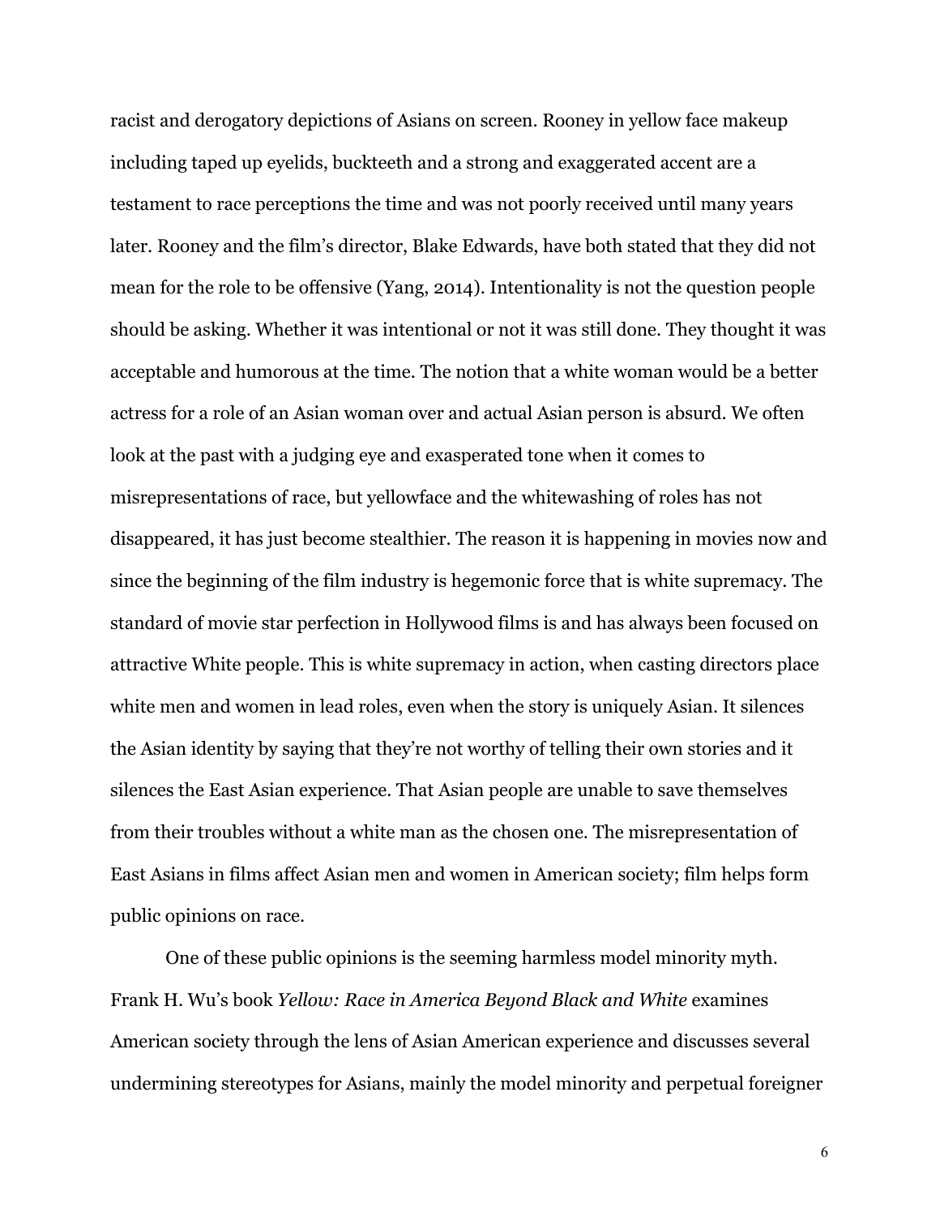racist and derogatory depictions of Asians on screen. Rooney in yellow face makeup including taped up eyelids, buckteeth and a strong and exaggerated accent are a testament to race perceptions the time and was not poorly received until many years later. Rooney and the film's director, Blake Edwards, have both stated that they did not mean for the role to be offensive (Yang, 2014). Intentionality is not the question people should be asking. Whether it was intentional or not it was still done. They thought it was acceptable and humorous at the time. The notion that a white woman would be a better actress for a role of an Asian woman over and actual Asian person is absurd. We often look at the past with a judging eye and exasperated tone when it comes to misrepresentations of race, but yellowface and the whitewashing of roles has not disappeared, it has just become stealthier. The reason it is happening in movies now and since the beginning of the film industry is hegemonic force that is white supremacy. The standard of movie star perfection in Hollywood films is and has always been focused on attractive White people. This is white supremacy in action, when casting directors place white men and women in lead roles, even when the story is uniquely Asian. It silences the Asian identity by saying that they're not worthy of telling their own stories and it silences the East Asian experience. That Asian people are unable to save themselves from their troubles without a white man as the chosen one. The misrepresentation of East Asians in films affect Asian men and women in American society; film helps form public opinions on race.

One of these public opinions is the seeming harmless model minority myth. Frank H. Wu's book *Yellow: Race in America Beyond Black and White* examines American society through the lens of Asian American experience and discusses several undermining stereotypes for Asians, mainly the model minority and perpetual foreigner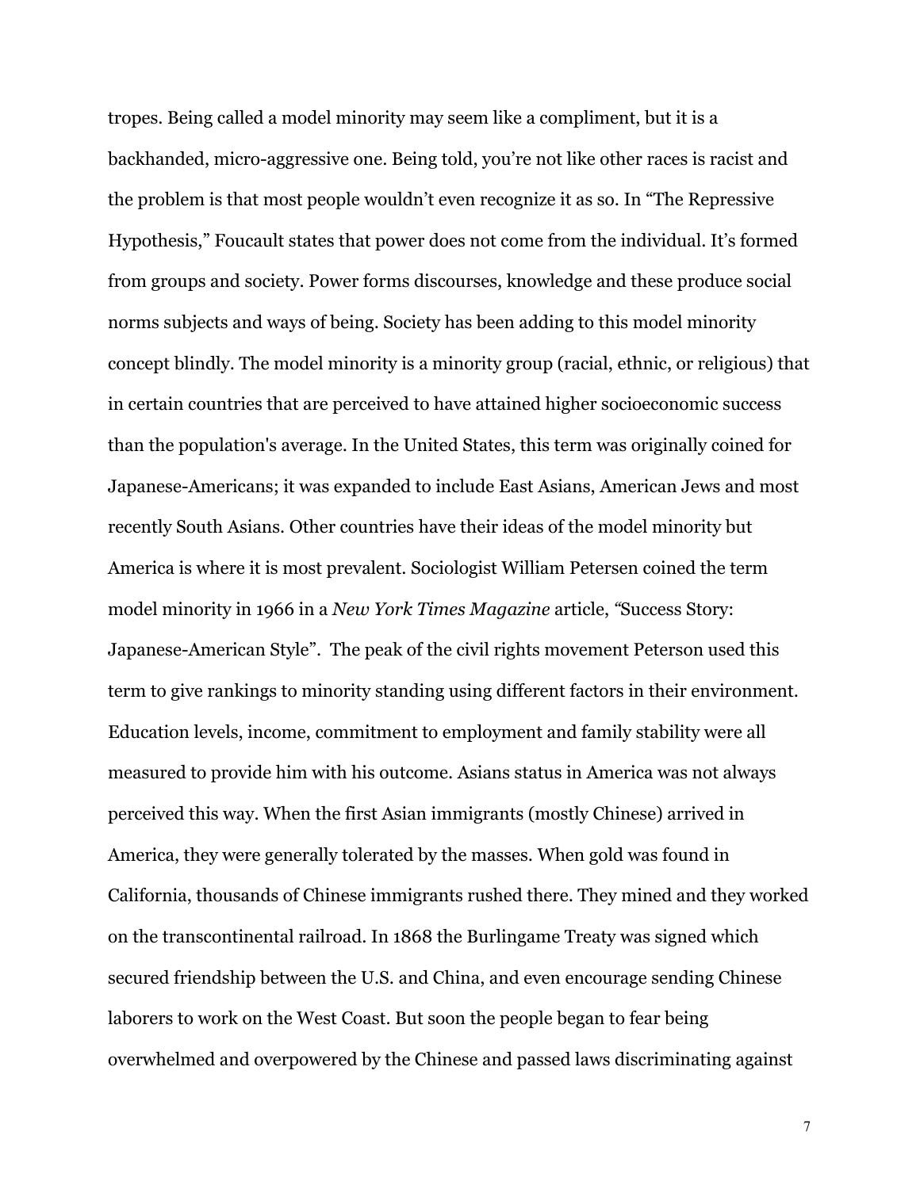tropes. Being called a model minority may seem like a compliment, but it is a backhanded, micro-aggressive one. Being told, you're not like other races is racist and the problem is that most people wouldn't even recognize it as so. In "The Repressive Hypothesis," Foucault states that power does not come from the individual. It's formed from groups and society. Power forms discourses, knowledge and these produce social norms subjects and ways of being. Society has been adding to this model minority concept blindly. The model minority is a minority group (racial, ethnic, or religious) that in certain countries that are perceived to have attained higher socioeconomic success than the population's average. In the United States, this term was originally coined for Japanese-Americans; it was expanded to include East Asians, American Jews and most recently South Asians. Other countries have their ideas of the model minority but America is where it is most prevalent. Sociologist William Petersen coined the term model minority in 1966 in a *New York Times Magazine* article, "Success Story: Japanese-American Style". The peak of the civil rights movement Peterson used this term to give rankings to minority standing using different factors in their environment. Education levels, income, commitment to employment and family stability were all measured to provide him with his outcome. Asians status in America was not always perceived this way. When the first Asian immigrants (mostly Chinese) arrived in America, they were generally tolerated by the masses. When gold was found in California, thousands of Chinese immigrants rushed there. They mined and they worked on the transcontinental railroad. In 1868 the Burlingame Treaty was signed which secured friendship between the U.S. and China, and even encourage sending Chinese laborers to work on the West Coast. But soon the people began to fear being overwhelmed and overpowered by the Chinese and passed laws discriminating against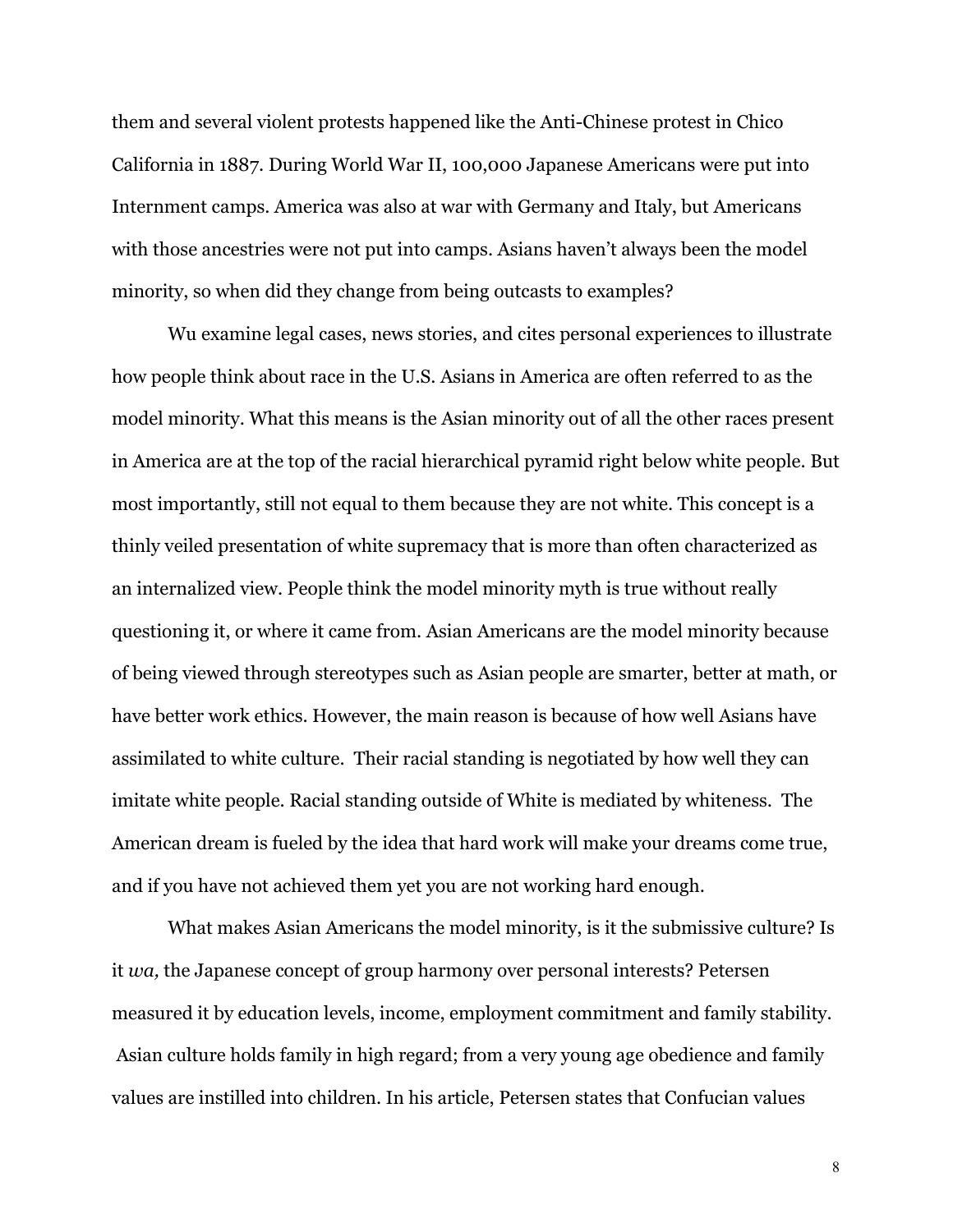them and several violent protests happened like the Anti-Chinese protest in Chico California in 1887. During World War II, 100,000 Japanese Americans were put into Internment camps. America was also at war with Germany and Italy, but Americans with those ancestries were not put into camps. Asians haven't always been the model minority, so when did they change from being outcasts to examples?

Wu examine legal cases, news stories, and cites personal experiences to illustrate how people think about race in the U.S. Asians in America are often referred to as the model minority. What this means is the Asian minority out of all the other races present in America are at the top of the racial hierarchical pyramid right below white people. But most importantly, still not equal to them because they are not white. This concept is a thinly veiled presentation of white supremacy that is more than often characterized as an internalized view. People think the model minority myth is true without really questioning it, or where it came from. Asian Americans are the model minority because of being viewed through stereotypes such as Asian people are smarter, better at math, or have better work ethics. However, the main reason is because of how well Asians have assimilated to white culture. Their racial standing is negotiated by how well they can imitate white people. Racial standing outside of White is mediated by whiteness. The American dream is fueled by the idea that hard work will make your dreams come true, and if you have not achieved them yet you are not working hard enough.

What makes Asian Americans the model minority, is it the submissive culture? Is it *wa,* the Japanese concept of group harmony over personal interests? Petersen measured it by education levels, income, employment commitment and family stability. Asian culture holds family in high regard; from a very young age obedience and family values are instilled into children. In his article, Petersen states that Confucian values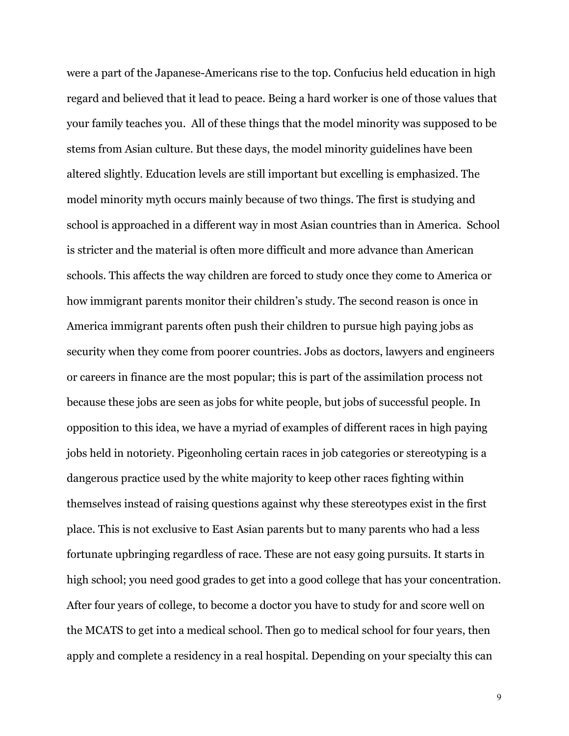were a part of the Japanese-Americans rise to the top. Confucius held education in high regard and believed that it lead to peace. Being a hard worker is one of those values that your family teaches you. All of these things that the model minority was supposed to be stems from Asian culture. But these days, the model minority guidelines have been altered slightly. Education levels are still important but excelling is emphasized. The model minority myth occurs mainly because of two things. The first is studying and school is approached in a different way in most Asian countries than in America. School is stricter and the material is often more difficult and more advance than American schools. This affects the way children are forced to study once they come to America or how immigrant parents monitor their children's study. The second reason is once in America immigrant parents often push their children to pursue high paying jobs as security when they come from poorer countries. Jobs as doctors, lawyers and engineers or careers in finance are the most popular; this is part of the assimilation process not because these jobs are seen as jobs for white people, but jobs of successful people. In opposition to this idea, we have a myriad of examples of different races in high paying jobs held in notoriety. Pigeonholing certain races in job categories or stereotyping is a dangerous practice used by the white majority to keep other races fighting within themselves instead of raising questions against why these stereotypes exist in the first place. This is not exclusive to East Asian parents but to many parents who had a less fortunate upbringing regardless of race. These are not easy going pursuits. It starts in high school; you need good grades to get into a good college that has your concentration. After four years of college, to become a doctor you have to study for and score well on the MCATS to get into a medical school. Then go to medical school for four years, then apply and complete a residency in a real hospital. Depending on your specialty this can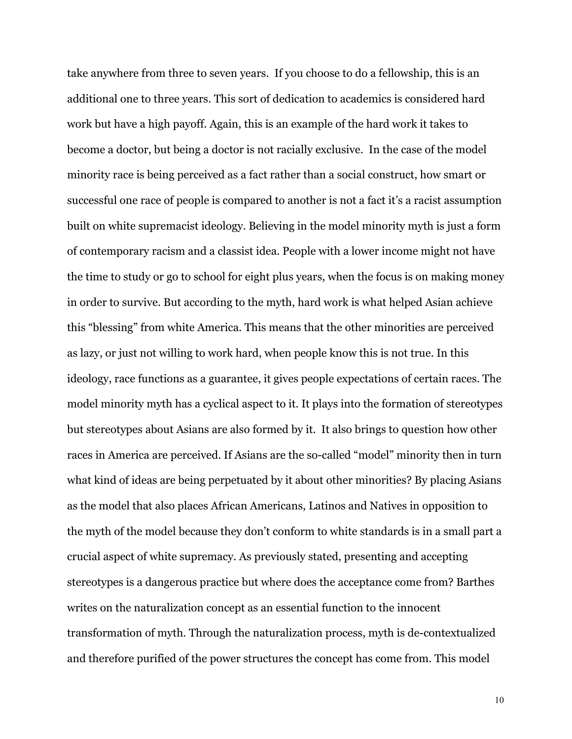take anywhere from three to seven years.  If you choose to do a fellowship, this is an additional one to three years. This sort of dedication to academics is considered hard work but have a high payoff. Again, this is an example of the hard work it takes to become a doctor, but being a doctor is not racially exclusive.  In the case of the model minority race is being perceived as a fact rather than a social construct, how smart or successful one race of people is compared to another is not a fact it's a racist assumption built on white supremacist ideology. Believing in the model minority myth is just a form of contemporary racism and a classist idea. People with a lower income might not have the time to study or go to school for eight plus years, when the focus is on making money in order to survive. But according to the myth, hard work is what helped Asian achieve this "blessing" from white America. This means that the other minorities are perceived as lazy, or just not willing to work hard, when people know this is not true. In this ideology, race functions as a guarantee, it gives people expectations of certain races. The model minority myth has a cyclical aspect to it. It plays into the formation of stereotypes but stereotypes about Asians are also formed by it.  It also brings to question how other races in America are perceived. If Asians are the so-called "model" minority then in turn what kind of ideas are being perpetuated by it about other minorities? By placing Asians as the model that also places African Americans, Latinos and Natives in opposition to the myth of the model because they don't conform to white standards is in a small part a crucial aspect of white supremacy. As previously stated, presenting and accepting stereotypes is a dangerous practice but where does the acceptance come from? Barthes writes on the naturalization concept as an essential function to the innocent transformation of myth. Through the naturalization process, myth is de-contextualized and therefore purified of the power structures the concept has come from. This model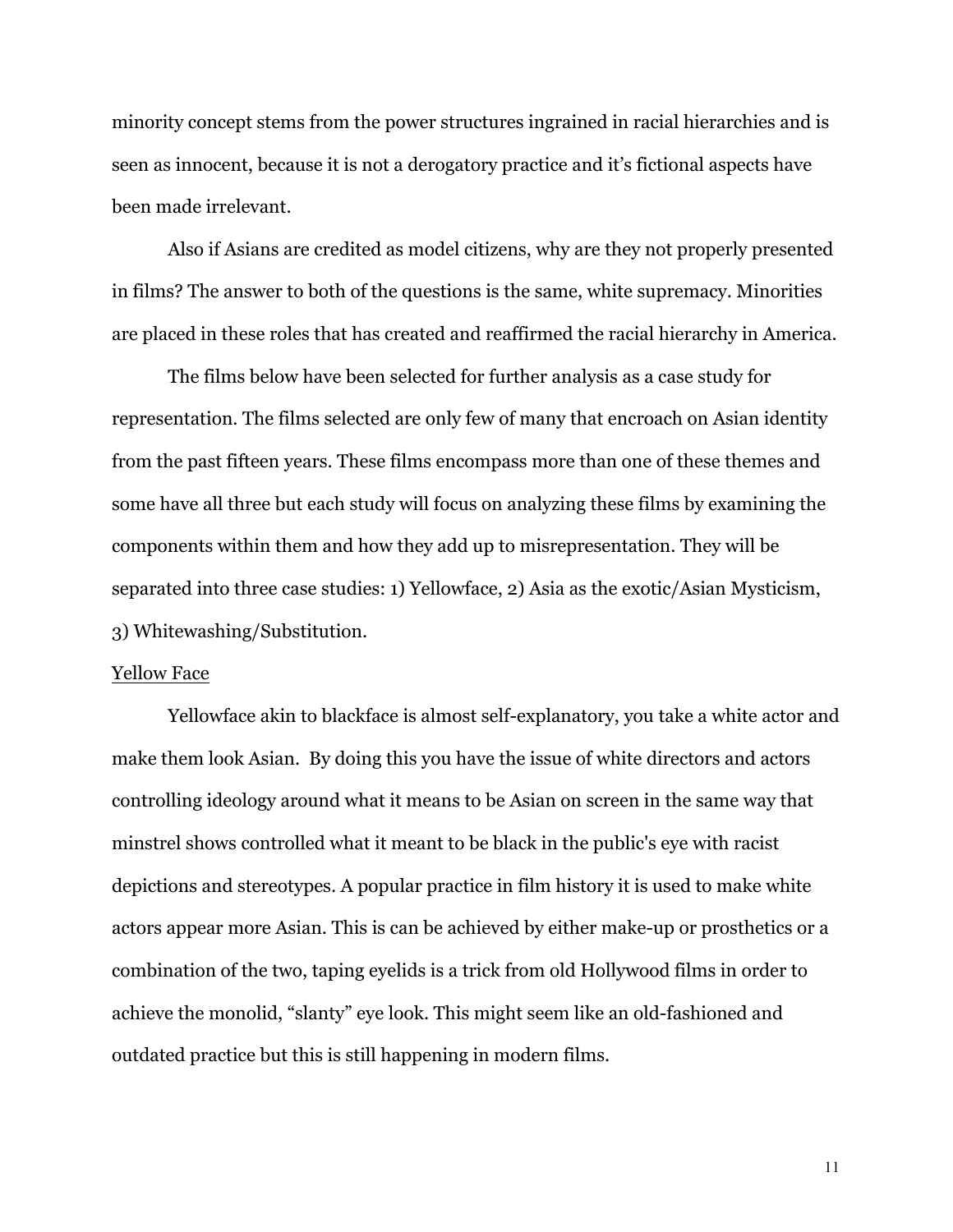minority concept stems from the power structures ingrained in racial hierarchies and is seen as innocent, because it is not a derogatory practice and it's fictional aspects have been made irrelevant.

Also if Asians are credited as model citizens, why are they not properly presented in films? The answer to both of the questions is the same, white supremacy. Minorities are placed in these roles that has created and reaffirmed the racial hierarchy in America.

The films below have been selected for further analysis as a case study for representation. The films selected are only few of many that encroach on Asian identity from the past fifteen years. These films encompass more than one of these themes and some have all three but each study will focus on analyzing these films by examining the components within them and how they add up to misrepresentation. They will be separated into three case studies: 1) Yellowface, 2) Asia as the exotic/Asian Mysticism, 3) Whitewashing/Substitution.

<u>Yellow Face</u>

Yellowface akin to blackface is almost self-explanatory, you take a white actor and make them look Asian. By doing this you have the issue of white directors and actors controlling ideology around what it means to be Asian on screen in the same way that minstrel shows controlled what it meant to be black in the public's eye with racist depictions and stereotypes. A popular practice in film history it is used to make white actors appear more Asian. This is can be achieved by either make-up or prosthetics or a combination of the two, taping eyelids is a trick from old Hollywood films in order to achieve the monolid, "slanty" eye look. This might seem like an old-fashioned and outdated practice but this is still happening in modern films.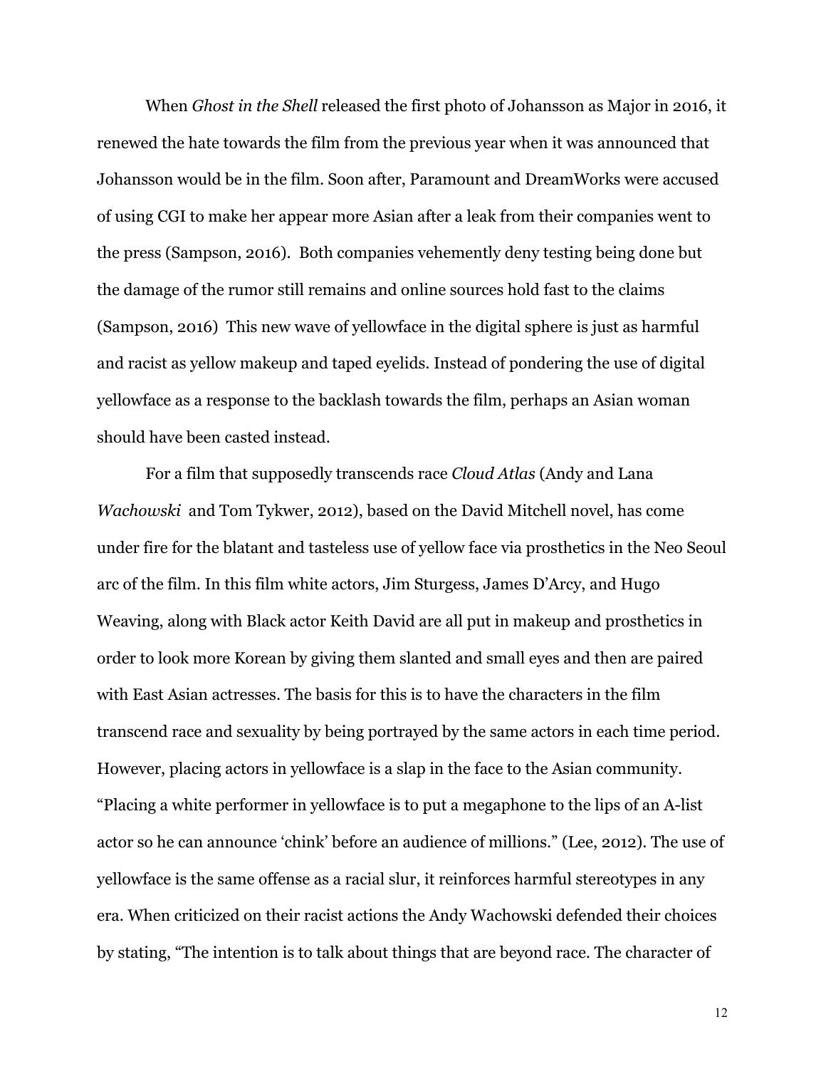When *Ghost in the Shell* released the first photo of Johansson as Major in 2016, it renewed the hate towards the film from the previous year when it was announced that Johansson would be in the film. Soon after, Paramount and DreamWorks were accused of using CGI to make her appear more Asian after a leak from their companies went to the press (Sampson, 2016). Both companies vehemently deny testing being done but the damage of the rumor still remains and online sources hold fast to the claims (Sampson, 2016) This new wave of yellowface in the digital sphere is just as harmful and racist as yellow makeup and taped eyelids. Instead of pondering the use of digital yellowface as a response to the backlash towards the film, perhaps an Asian woman should have been casted instead.

For a film that supposedly transcends race *Cloud Atlas* (Andy and Lana *Wachowski* and Tom Tykwer, 2012), based on the David Mitchell novel, has come under fire for the blatant and tasteless use of yellow face via prosthetics in the Neo Seoul arc of the film. In this film white actors, Jim Sturgess, James D'Arcy, and Hugo Weaving, along with Black actor Keith David are all put in makeup and prosthetics in order to look more Korean by giving them slanted and small eyes and then are paired with East Asian actresses. The basis for this is to have the characters in the film transcend race and sexuality by being portrayed by the same actors in each time period. However, placing actors in yellowface is a slap in the face to the Asian community. "Placing a white performer in yellowface is to put a megaphone to the lips of an A-list actor so he can announce 'chink' before an audience of millions." (Lee, 2012). The use of yellowface is the same offense as a racial slur, it reinforces harmful stereotypes in any era. When criticized on their racist actions the Andy Wachowski defended their choices by stating, "The intention is to talk about things that are beyond race. The character of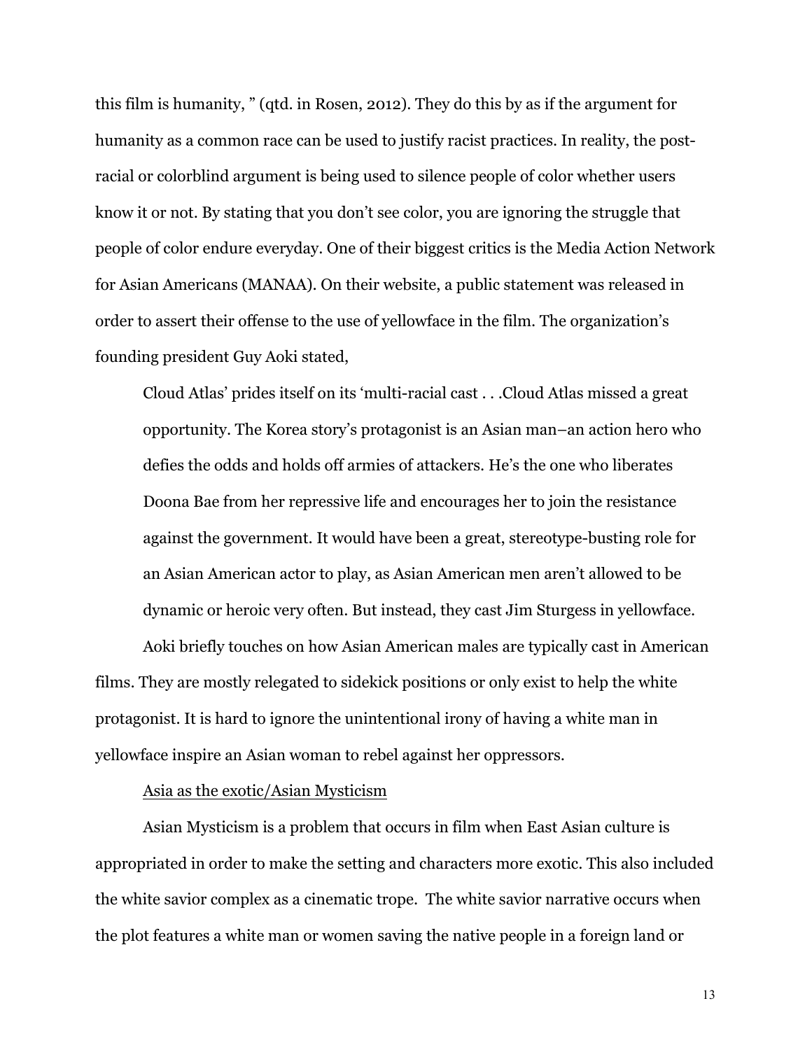this film is humanity, " (qtd. in Rosen, 2012). They do this by as if the argument for humanity as a common race can be used to justify racist practices. In reality, the post-racial or colorblind argument is being used to silence people of color whether users know it or not. By stating that you don't see color, you are ignoring the struggle that people of color endure everyday. One of their biggest critics is the Media Action Network for Asian Americans (MANAA). On their website, a public statement was released in order to assert their offense to the use of yellowface in the film. The organization's founding president Guy Aoki stated,

> Cloud Atlas' prides itself on its 'multi-racial cast . . .Cloud Atlas missed a great opportunity. The Korea story's protagonist is an Asian man–an action hero who defies the odds and holds off armies of attackers. He's the one who liberates Doona Bae from her repressive life and encourages her to join the resistance against the government. It would have been a great, stereotype-busting role for an Asian American actor to play, as Asian American men aren't allowed to be dynamic or heroic very often. But instead, they cast Jim Sturgess in yellowface.

Aoki briefly touches on how Asian American males are typically cast in American films. They are mostly relegated to sidekick positions or only exist to help the white protagonist. It is hard to ignore the unintentional irony of having a white man in yellowface inspire an Asian woman to rebel against her oppressors.

Asia as the exotic/Asian Mysticism

Asian Mysticism is a problem that occurs in film when East Asian culture is appropriated in order to make the setting and characters more exotic. This also included the white savior complex as a cinematic trope. The white savior narrative occurs when the plot features a white man or women saving the native people in a foreign land or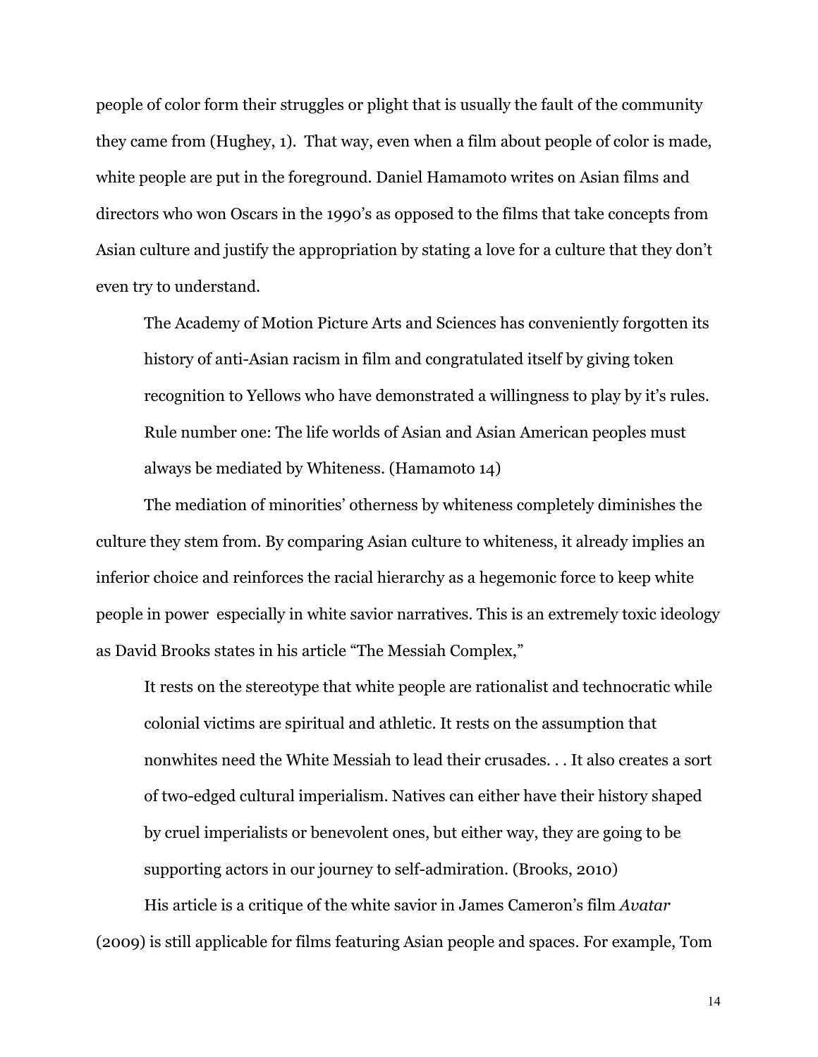people of color form their struggles or plight that is usually the fault of the community they came from (Hughey, 1). That way, even when a film about people of color is made, white people are put in the foreground. Daniel Hamamoto writes on Asian films and directors who won Oscars in the 1990's as opposed to the films that take concepts from Asian culture and justify the appropriation by stating a love for a culture that they don't even try to understand.

> The Academy of Motion Picture Arts and Sciences has conveniently forgotten its history of anti-Asian racism in film and congratulated itself by giving token recognition to Yellows who have demonstrated a willingness to play by it's rules. Rule number one: The life worlds of Asian and Asian American peoples must always be mediated by Whiteness. (Hamamoto 14)

The mediation of minorities' otherness by whiteness completely diminishes the culture they stem from. By comparing Asian culture to whiteness, it already implies an inferior choice and reinforces the racial hierarchy as a hegemonic force to keep white people in power especially in white savior narratives. This is an extremely toxic ideology as David Brooks states in his article "The Messiah Complex,"

> It rests on the stereotype that white people are rationalist and technocratic while colonial victims are spiritual and athletic. It rests on the assumption that nonwhites need the White Messiah to lead their crusades. . . It also creates a sort of two-edged cultural imperialism. Natives can either have their history shaped by cruel imperialists or benevolent ones, but either way, they are going to be supporting actors in our journey to self-admiration. (Brooks, 2010)

His article is a critique of the white savior in James Cameron's film *Avatar* (2009) is still applicable for films featuring Asian people and spaces. For example, Tom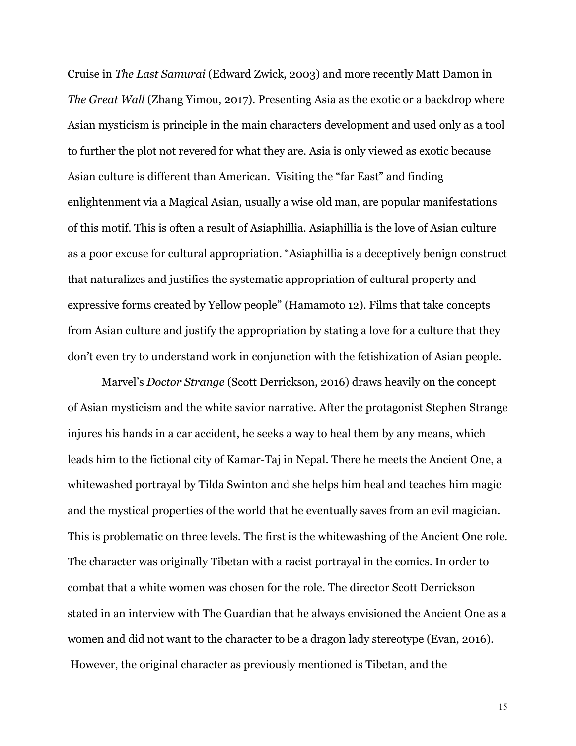Cruise in *The Last Samurai* (Edward Zwick, 2003) and more recently Matt Damon in *The Great Wall* (Zhang Yimou, 2017). Presenting Asia as the exotic or a backdrop where Asian mysticism is principle in the main characters development and used only as a tool to further the plot not revered for what they are. Asia is only viewed as exotic because Asian culture is different than American. Visiting the "far East" and finding enlightenment via a Magical Asian, usually a wise old man, are popular manifestations of this motif. This is often a result of Asiaphillia. Asiaphillia is the love of Asian culture as a poor excuse for cultural appropriation. "Asiaphillia is a deceptively benign construct that naturalizes and justifies the systematic appropriation of cultural property and expressive forms created by Yellow people" (Hamamoto 12). Films that take concepts from Asian culture and justify the appropriation by stating a love for a culture that they don't even try to understand work in conjunction with the fetishization of Asian people.

Marvel's *Doctor Strange* (Scott Derrickson, 2016) draws heavily on the concept of Asian mysticism and the white savior narrative. After the protagonist Stephen Strange injures his hands in a car accident, he seeks a way to heal them by any means, which leads him to the fictional city of Kamar-Taj in Nepal. There he meets the Ancient One, a whitewashed portrayal by Tilda Swinton and she helps him heal and teaches him magic and the mystical properties of the world that he eventually saves from an evil magician. This is problematic on three levels. The first is the whitewashing of the Ancient One role. The character was originally Tibetan with a racist portrayal in the comics. In order to combat that a white women was chosen for the role. The director Scott Derrickson stated in an interview with The Guardian that he always envisioned the Ancient One as a women and did not want to the character to be a dragon lady stereotype (Evan, 2016). However, the original character as previously mentioned is Tibetan, and the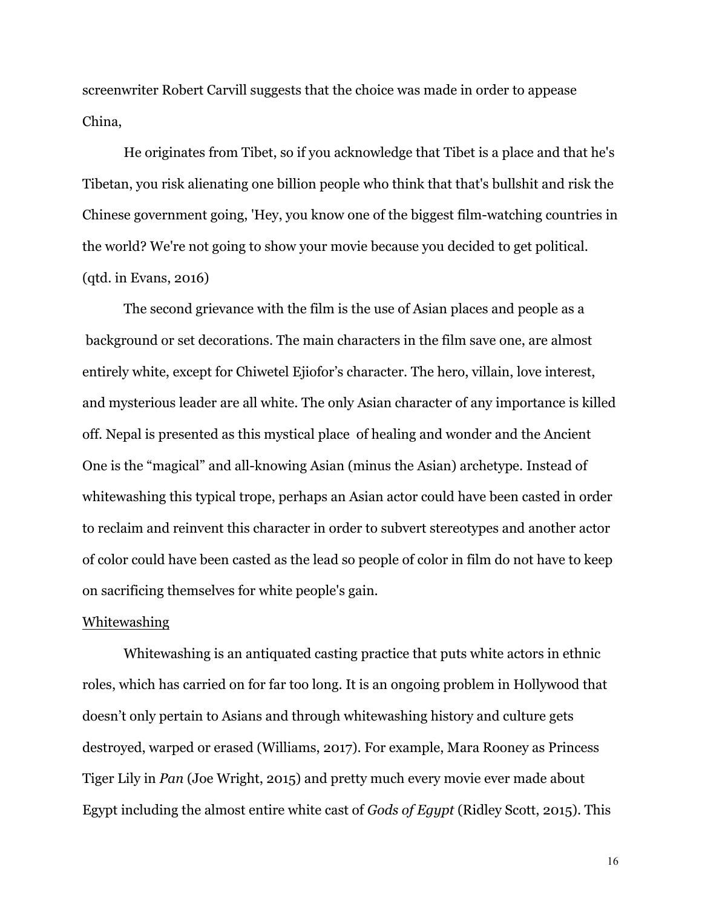screenwriter Robert Carvill suggests that the choice was made in order to appease China,

> He originates from Tibet, so if you acknowledge that Tibet is a place and that he's Tibetan, you risk alienating one billion people who think that that's bullshit and risk the Chinese government going, 'Hey, you know one of the biggest film-watching countries in the world? We're not going to show your movie because you decided to get political. (qtd. in Evans, 2016)

The second grievance with the film is the use of Asian places and people as a background or set decorations. The main characters in the film save one, are almost entirely white, except for Chiwetel Ejiofor's character. The hero, villain, love interest, and mysterious leader are all white. The only Asian character of any importance is killed off. Nepal is presented as this mystical place of healing and wonder and the Ancient One is the "magical" and all-knowing Asian (minus the Asian) archetype. Instead of whitewashing this typical trope, perhaps an Asian actor could have been casted in order to reclaim and reinvent this character in order to subvert stereotypes and another actor of color could have been casted as the lead so people of color in film do not have to keep on sacrificing themselves for white people's gain.

<u>Whitewashing</u>

Whitewashing is an antiquated casting practice that puts white actors in ethnic roles, which has carried on for far too long. It is an ongoing problem in Hollywood that doesn't only pertain to Asians and through whitewashing history and culture gets destroyed, warped or erased (Williams, 2017). For example, Mara Rooney as Princess Tiger Lily in *Pan* (Joe Wright, 2015) and pretty much every movie ever made about Egypt including the almost entire white cast of *Gods of Egypt* (Ridley Scott, 2015). This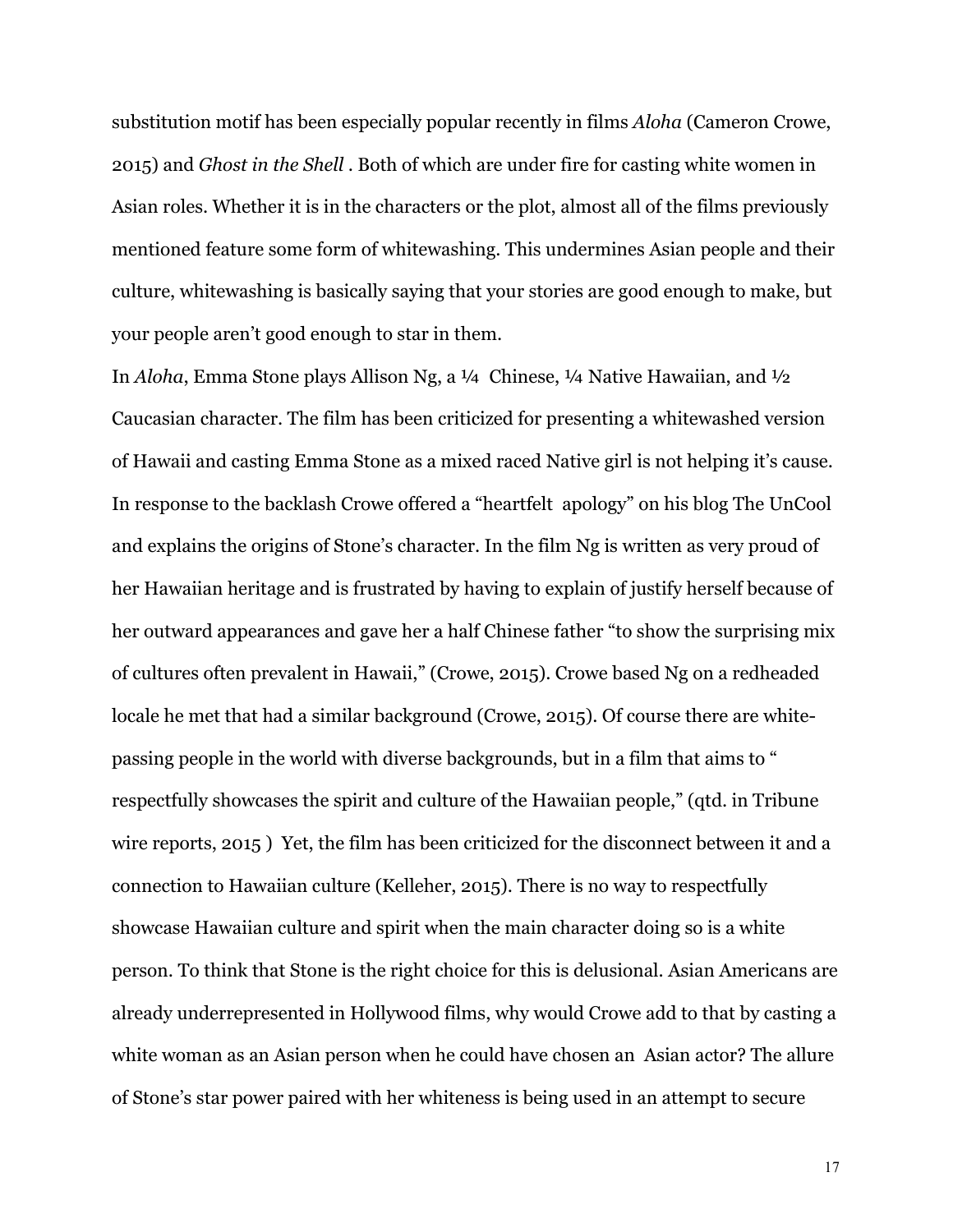substitution motif has been especially popular recently in films *Aloha* (Cameron Crowe, 2015) and *Ghost in the Shell* . Both of which are under fire for casting white women in Asian roles. Whether it is in the characters or the plot, almost all of the films previously mentioned feature some form of whitewashing. This undermines Asian people and their culture, whitewashing is basically saying that your stories are good enough to make, but your people aren't good enough to star in them.

In *Aloha*, Emma Stone plays Allison Ng, a ¼ Chinese, ¼ Native Hawaiian, and ½ Caucasian character. The film has been criticized for presenting a whitewashed version of Hawaii and casting Emma Stone as a mixed raced Native girl is not helping it's cause. In response to the backlash Crowe offered a "heartfelt apology" on his blog The UnCool and explains the origins of Stone's character. In the film Ng is written as very proud of her Hawaiian heritage and is frustrated by having to explain of justify herself because of her outward appearances and gave her a half Chinese father "to show the surprising mix of cultures often prevalent in Hawaii," (Crowe, 2015). Crowe based Ng on a redheaded locale he met that had a similar background (Crowe, 2015). Of course there are white-passing people in the world with diverse backgrounds, but in a film that aims to " respectfully showcases the spirit and culture of the Hawaiian people," (qtd. in Tribune wire reports, 2015 ) Yet, the film has been criticized for the disconnect between it and a connection to Hawaiian culture (Kelleher, 2015). There is no way to respectfully showcase Hawaiian culture and spirit when the main character doing so is a white person. To think that Stone is the right choice for this is delusional. Asian Americans are already underrepresented in Hollywood films, why would Crowe add to that by casting a white woman as an Asian person when he could have chosen an Asian actor? The allure of Stone's star power paired with her whiteness is being used in an attempt to secure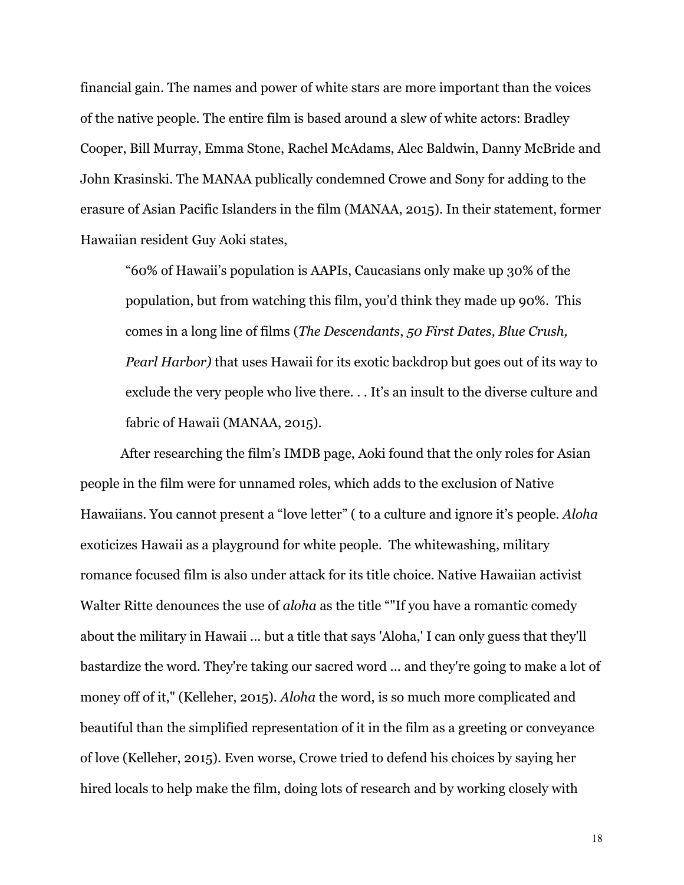financial gain. The names and power of white stars are more important than the voices of the native people. The entire film is based around a slew of white actors: Bradley Cooper, Bill Murray, Emma Stone, Rachel McAdams, Alec Baldwin, Danny McBride and John Krasinski. The MANAA publically condemned Crowe and Sony for adding to the erasure of Asian Pacific Islanders in the film (MANAA, 2015). In their statement, former Hawaiian resident Guy Aoki states,

> "60% of Hawaii's population is AAPIs, Caucasians only make up 30% of the population, but from watching this film, you'd think they made up 90%. This comes in a long line of films (*The Descendants*, *50 First Dates, Blue Crush, Pearl Harbor)* that uses Hawaii for its exotic backdrop but goes out of its way to exclude the very people who live there. . . It's an insult to the diverse culture and fabric of Hawaii (MANAA, 2015).

After researching the film's IMDB page, Aoki found that the only roles for Asian people in the film were for unnamed roles, which adds to the exclusion of Native Hawaiians. You cannot present a "love letter" ( to a culture and ignore it's people. *Aloha* exoticizes Hawaii as a playground for white people. The whitewashing, military romance focused film is also under attack for its title choice. Native Hawaiian activist Walter Ritte denounces the use of *aloha* as the title ""If you have a romantic comedy about the military in Hawaii ... but a title that says 'Aloha,' I can only guess that they'll bastardize the word. They're taking our sacred word ... and they're going to make a lot of money off of it," (Kelleher, 2015). *Aloha* the word, is so much more complicated and beautiful than the simplified representation of it in the film as a greeting or conveyance of love (Kelleher, 2015). Even worse, Crowe tried to defend his choices by saying her hired locals to help make the film, doing lots of research and by working closely with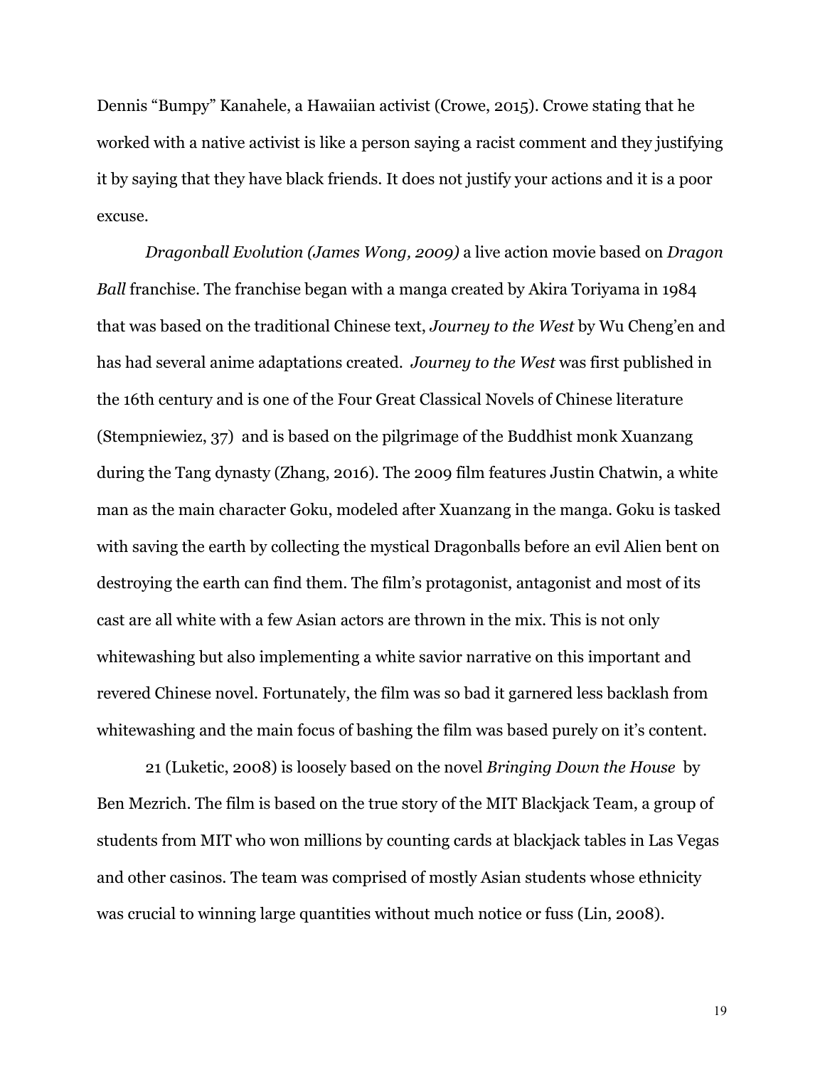Dennis “Bumpy” Kanahele, a Hawaiian activist (Crowe, 2015). Crowe stating that he worked with a native activist is like a person saying a racist comment and they justifying it by saying that they have black friends. It does not justify your actions and it is a poor excuse.

*Dragonball Evolution (James Wong, 2009)* a live action movie based on *Dragon Ball* franchise. The franchise began with a manga created by Akira Toriyama in 1984 that was based on the traditional Chinese text, *Journey to the West* by Wu Cheng’en and has had several anime adaptations created. *Journey to the West* was first published in the 16th century and is one of the Four Great Classical Novels of Chinese literature (Stempniewiez, 37) and is based on the pilgrimage of the Buddhist monk Xuanzang during the Tang dynasty (Zhang, 2016). The 2009 film features Justin Chatwin, a white man as the main character Goku, modeled after Xuanzang in the manga. Goku is tasked with saving the earth by collecting the mystical Dragonballs before an evil Alien bent on destroying the earth can find them. The film’s protagonist, antagonist and most of its cast are all white with a few Asian actors are thrown in the mix. This is not only whitewashing but also implementing a white savior narrative on this important and revered Chinese novel. Fortunately, the film was so bad it garnered less backlash from whitewashing and the main focus of bashing the film was based purely on it’s content.

21 (Luketic, 2008) is loosely based on the novel *Bringing Down the House* by Ben Mezrich. The film is based on the true story of the MIT Blackjack Team, a group of students from MIT who won millions by counting cards at blackjack tables in Las Vegas and other casinos. The team was comprised of mostly Asian students whose ethnicity was crucial to winning large quantities without much notice or fuss (Lin, 2008).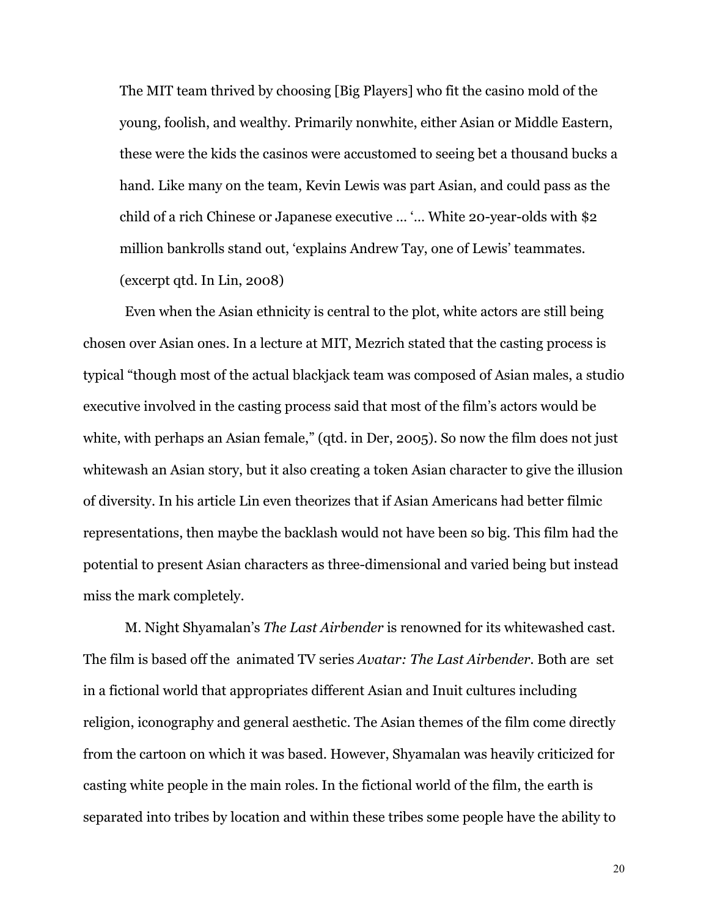> The MIT team thrived by choosing [Big Players] who fit the casino mold of the young, foolish, and wealthy. Primarily nonwhite, either Asian or Middle Eastern, these were the kids the casinos were accustomed to seeing bet a thousand bucks a hand. Like many on the team, Kevin Lewis was part Asian, and could pass as the child of a rich Chinese or Japanese executive … '… White 20-year-olds with $2 million bankrolls stand out, 'explains Andrew Tay, one of Lewis' teammates. (excerpt qtd. In Lin, 2008)

Even when the Asian ethnicity is central to the plot, white actors are still being chosen over Asian ones. In a lecture at MIT, Mezrich stated that the casting process is typical "though most of the actual blackjack team was composed of Asian males, a studio executive involved in the casting process said that most of the film's actors would be white, with perhaps an Asian female," (qtd. in Der, 2005). So now the film does not just whitewash an Asian story, but it also creating a token Asian character to give the illusion of diversity. In his article Lin even theorizes that if Asian Americans had better filmic representations, then maybe the backlash would not have been so big. This film had the potential to present Asian characters as three-dimensional and varied being but instead miss the mark completely.

M. Night Shyamalan's *The Last Airbender* is renowned for its whitewashed cast. The film is based off the animated TV series *Avatar: The Last Airbender*. Both are set in a fictional world that appropriates different Asian and Inuit cultures including religion, iconography and general aesthetic. The Asian themes of the film come directly from the cartoon on which it was based. However, Shyamalan was heavily criticized for casting white people in the main roles. In the fictional world of the film, the earth is separated into tribes by location and within these tribes some people have the ability to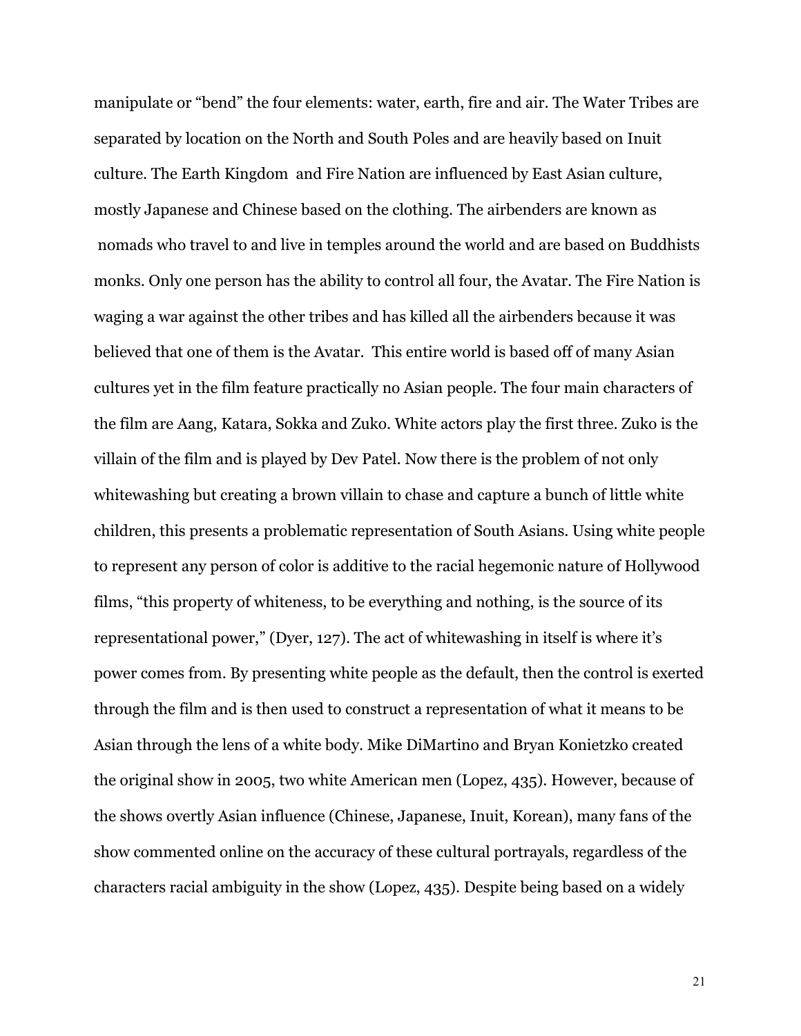manipulate or “bend” the four elements: water, earth, fire and air. The Water Tribes are separated by location on the North and South Poles and are heavily based on Inuit culture. The Earth Kingdom and Fire Nation are influenced by East Asian culture, mostly Japanese and Chinese based on the clothing. The airbenders are known as nomads who travel to and live in temples around the world and are based on Buddhists monks. Only one person has the ability to control all four, the Avatar. The Fire Nation is waging a war against the other tribes and has killed all the airbenders because it was believed that one of them is the Avatar. This entire world is based off of many Asian cultures yet in the film feature practically no Asian people. The four main characters of the film are Aang, Katara, Sokka and Zuko. White actors play the first three. Zuko is the villain of the film and is played by Dev Patel. Now there is the problem of not only whitewashing but creating a brown villain to chase and capture a bunch of little white children, this presents a problematic representation of South Asians. Using white people to represent any person of color is additive to the racial hegemonic nature of Hollywood films, “this property of whiteness, to be everything and nothing, is the source of its representational power,” (Dyer, 127). The act of whitewashing in itself is where it’s power comes from. By presenting white people as the default, then the control is exerted through the film and is then used to construct a representation of what it means to be Asian through the lens of a white body. Mike DiMartino and Bryan Konietzko created the original show in 2005, two white American men (Lopez, 435). However, because of the shows overtly Asian influence (Chinese, Japanese, Inuit, Korean), many fans of the show commented online on the accuracy of these cultural portrayals, regardless of the characters racial ambiguity in the show (Lopez, 435). Despite being based on a widely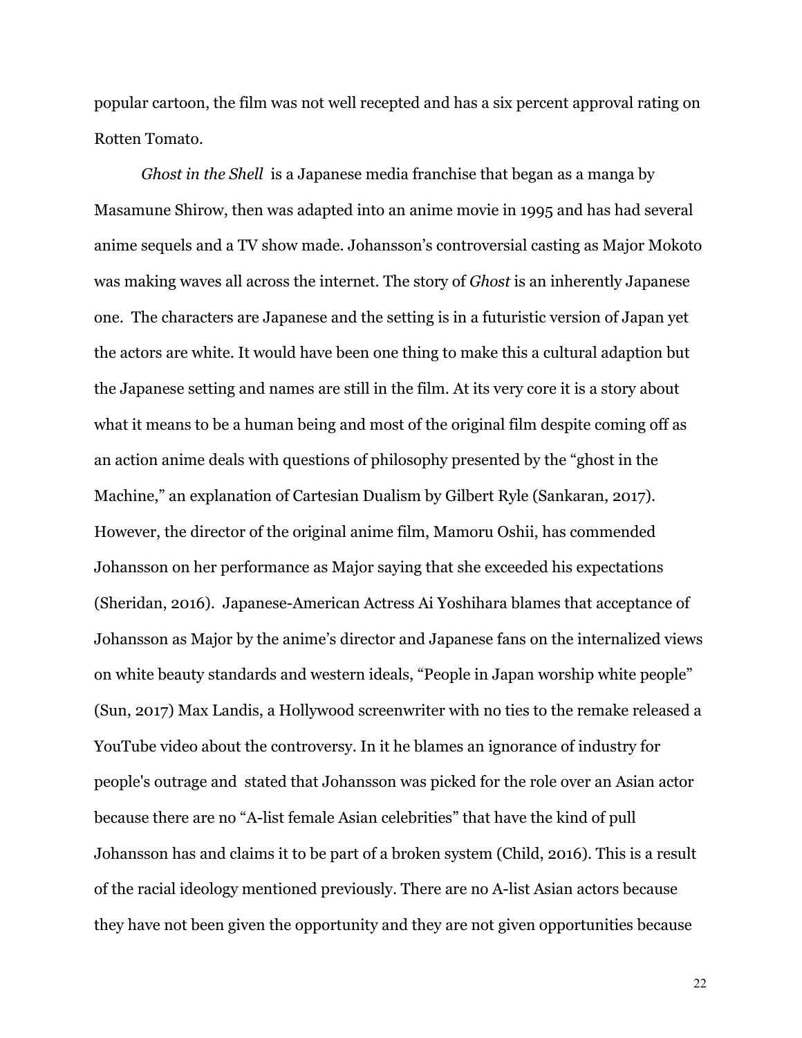popular cartoon, the film was not well recepted and has a six percent approval rating on Rotten Tomato.

*Ghost in the Shell* is a Japanese media franchise that began as a manga by Masamune Shirow, then was adapted into an anime movie in 1995 and has had several anime sequels and a TV show made. Johansson's controversial casting as Major Mokoto was making waves all across the internet. The story of *Ghost* is an inherently Japanese one. The characters are Japanese and the setting is in a futuristic version of Japan yet the actors are white. It would have been one thing to make this a cultural adaption but the Japanese setting and names are still in the film. At its very core it is a story about what it means to be a human being and most of the original film despite coming off as an action anime deals with questions of philosophy presented by the "ghost in the Machine," an explanation of Cartesian Dualism by Gilbert Ryle (Sankaran, 2017). However, the director of the original anime film, Mamoru Oshii, has commended Johansson on her performance as Major saying that she exceeded his expectations (Sheridan, 2016). Japanese-American Actress Ai Yoshihara blames that acceptance of Johansson as Major by the anime's director and Japanese fans on the internalized views on white beauty standards and western ideals, "People in Japan worship white people" (Sun, 2017) Max Landis, a Hollywood screenwriter with no ties to the remake released a YouTube video about the controversy. In it he blames an ignorance of industry for people's outrage and stated that Johansson was picked for the role over an Asian actor because there are no "A-list female Asian celebrities" that have the kind of pull Johansson has and claims it to be part of a broken system (Child, 2016). This is a result of the racial ideology mentioned previously. There are no A-list Asian actors because they have not been given the opportunity and they are not given opportunities because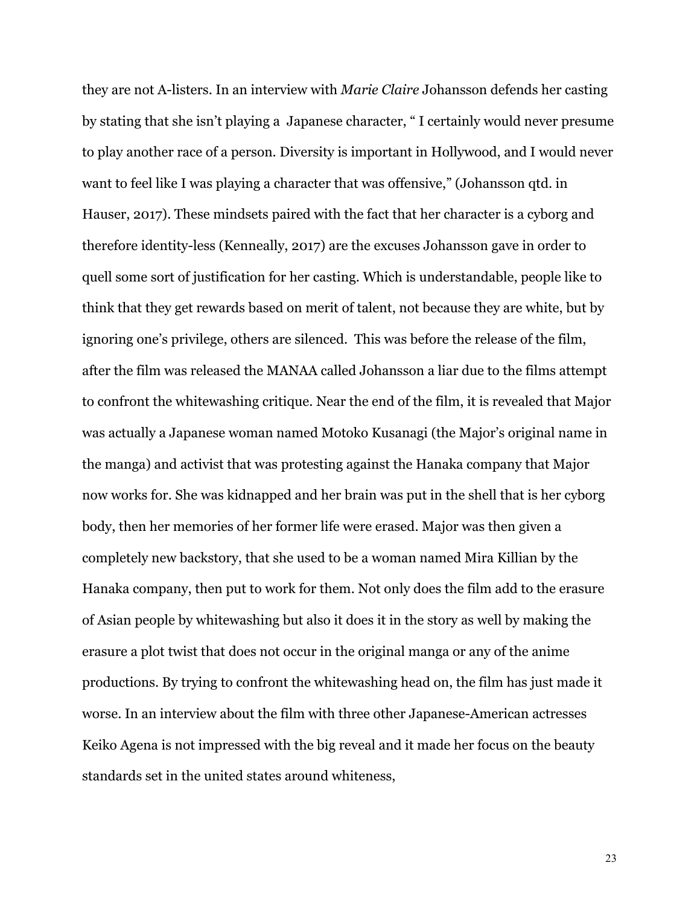they are not A-listers. In an interview with *Marie Claire* Johansson defends her casting by stating that she isn't playing a Japanese character, " I certainly would never presume to play another race of a person. Diversity is important in Hollywood, and I would never want to feel like I was playing a character that was offensive," (Johansson qtd. in Hauser, 2017). These mindsets paired with the fact that her character is a cyborg and therefore identity-less (Kenneally, 2017) are the excuses Johansson gave in order to quell some sort of justification for her casting. Which is understandable, people like to think that they get rewards based on merit of talent, not because they are white, but by ignoring one's privilege, others are silenced. This was before the release of the film, after the film was released the MANAA called Johansson a liar due to the films attempt to confront the whitewashing critique. Near the end of the film, it is revealed that Major was actually a Japanese woman named Motoko Kusanagi (the Major's original name in the manga) and activist that was protesting against the Hanaka company that Major now works for. She was kidnapped and her brain was put in the shell that is her cyborg body, then her memories of her former life were erased. Major was then given a completely new backstory, that she used to be a woman named Mira Killian by the Hanaka company, then put to work for them. Not only does the film add to the erasure of Asian people by whitewashing but also it does it in the story as well by making the erasure a plot twist that does not occur in the original manga or any of the anime productions. By trying to confront the whitewashing head on, the film has just made it worse. In an interview about the film with three other Japanese-American actresses Keiko Agena is not impressed with the big reveal and it made her focus on the beauty standards set in the united states around whiteness,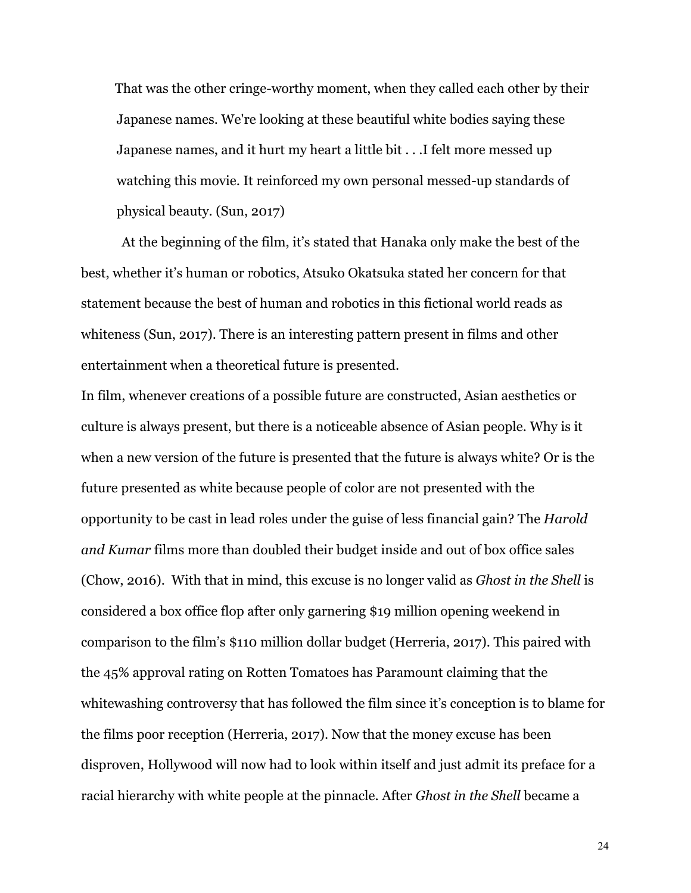> That was the other cringe-worthy moment, when they called each other by their Japanese names. We're looking at these beautiful white bodies saying these Japanese names, and it hurt my heart a little bit . . .I felt more messed up watching this movie. It reinforced my own personal messed-up standards of physical beauty. (Sun, 2017)

At the beginning of the film, it's stated that Hanaka only make the best of the best, whether it's human or robotics, Atsuko Okatsuka stated her concern for that statement because the best of human and robotics in this fictional world reads as whiteness (Sun, 2017). There is an interesting pattern present in films and other entertainment when a theoretical future is presented.

In film, whenever creations of a possible future are constructed, Asian aesthetics or culture is always present, but there is a noticeable absence of Asian people. Why is it when a new version of the future is presented that the future is always white? Or is the future presented as white because people of color are not presented with the opportunity to be cast in lead roles under the guise of less financial gain? The *Harold and Kumar* films more than doubled their budget inside and out of box office sales (Chow, 2016). With that in mind, this excuse is no longer valid as *Ghost in the Shell* is considered a box office flop after only garnering $19 million opening weekend in comparison to the film's $110 million dollar budget (Herreria, 2017). This paired with the 45% approval rating on Rotten Tomatoes has Paramount claiming that the whitewashing controversy that has followed the film since it's conception is to blame for the films poor reception (Herreria, 2017). Now that the money excuse has been disproven, Hollywood will now had to look within itself and just admit its preface for a racial hierarchy with white people at the pinnacle. After *Ghost in the Shell* became a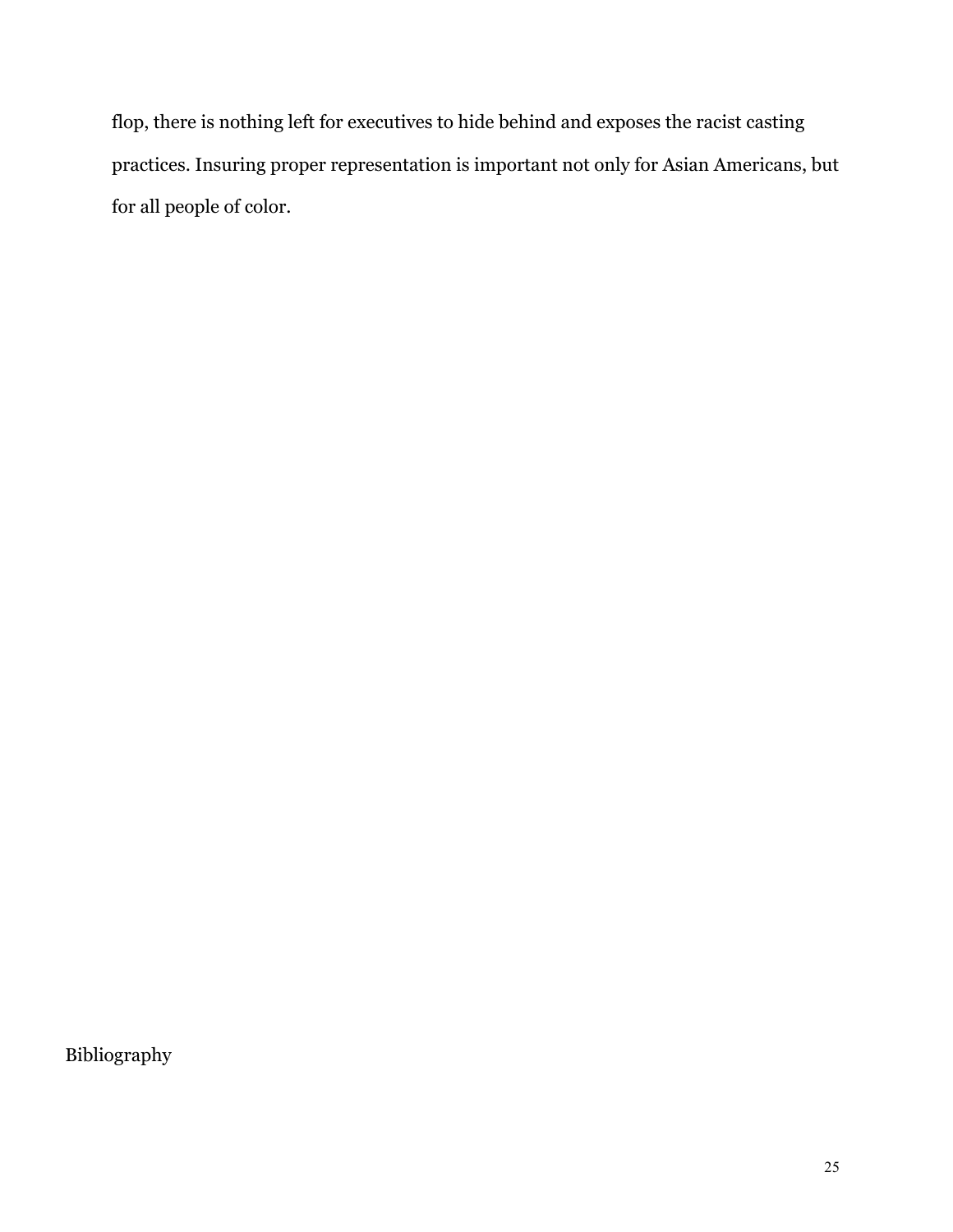flop, there is nothing left for executives to hide behind and exposes the racist casting practices. Insuring proper representation is important not only for Asian Americans, but for all people of color.

Bibliography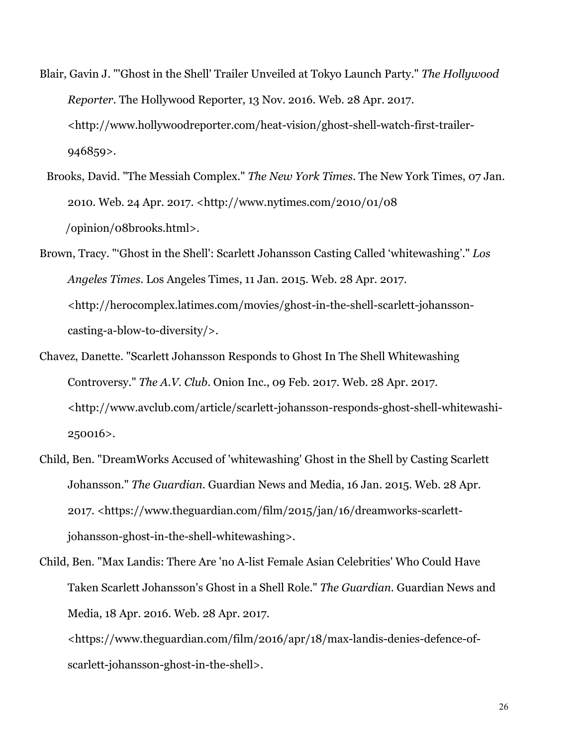Blair, Gavin J. "'Ghost in the Shell' Trailer Unveiled at Tokyo Launch Party." *The Hollywood Reporter*. The Hollywood Reporter, 13 Nov. 2016. Web. 28 Apr. 2017. <http://www.hollywoodreporter.com/heat-vision/ghost-shell-watch-first-trailer-946859>.

Brooks, David. "The Messiah Complex." *The New York Times*. The New York Times, 07 Jan. 2010. Web. 24 Apr. 2017. <http://www.nytimes.com/2010/01/08 /opinion/08brooks.html>.

Brown, Tracy. "'Ghost in the Shell': Scarlett Johansson Casting Called 'whitewashing'." *Los Angeles Times*. Los Angeles Times, 11 Jan. 2015. Web. 28 Apr. 2017. <http://herocomplex.latimes.com/movies/ghost-in-the-shell-scarlett-johansson-casting-a-blow-to-diversity/>.

Chavez, Danette. "Scarlett Johansson Responds to Ghost In The Shell Whitewashing Controversy." *The A.V. Club*. Onion Inc., 09 Feb. 2017. Web. 28 Apr. 2017. <http://www.avclub.com/article/scarlett-johansson-responds-ghost-shell-whitewashi-250016>.

Child, Ben. "DreamWorks Accused of 'whitewashing' Ghost in the Shell by Casting Scarlett Johansson." *The Guardian*. Guardian News and Media, 16 Jan. 2015. Web. 28 Apr. 2017. <https://www.theguardian.com/film/2015/jan/16/dreamworks-scarlett-johansson-ghost-in-the-shell-whitewashing>.

Child, Ben. "Max Landis: There Are 'no A-list Female Asian Celebrities' Who Could Have Taken Scarlett Johansson's Ghost in a Shell Role." *The Guardian*. Guardian News and Media, 18 Apr. 2016. Web. 28 Apr. 2017. <https://www.theguardian.com/film/2016/apr/18/max-landis-denies-defence-of-scarlett-johansson-ghost-in-the-shell>.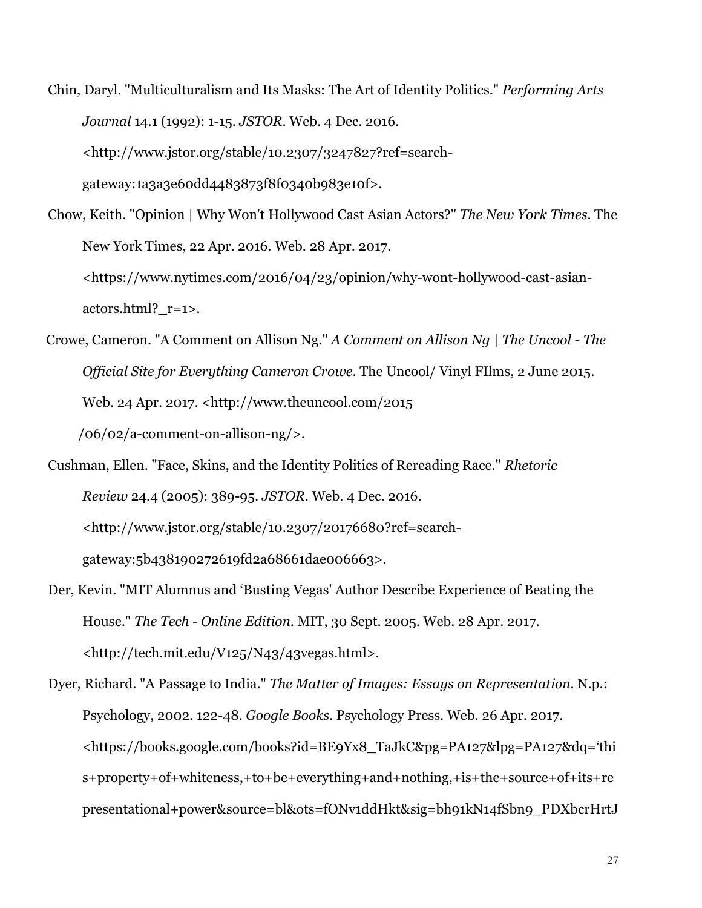Chin, Daryl. "Multiculturalism and Its Masks: The Art of Identity Politics." *Performing Arts Journal* 14.1 (1992): 1-15. *JSTOR*. Web. 4 Dec. 2016. <http://www.jstor.org/stable/10.2307/3247827?ref=search-gateway:1a3a3e60dd4483873f8f0340b983e10f>.

Chow, Keith. "Opinion | Why Won't Hollywood Cast Asian Actors?" *The New York Times*. The New York Times, 22 Apr. 2016. Web. 28 Apr. 2017. <https://www.nytimes.com/2016/04/23/opinion/why-wont-hollywood-cast-asian-actors.html?_r=1>.

Crowe, Cameron. "A Comment on Allison Ng." *A Comment on Allison Ng | The Uncool - The Official Site for Everything Cameron Crowe*. The Uncool/ Vinyl FIlms, 2 June 2015. Web. 24 Apr. 2017. <http://www.theuncool.com/2015/06/02/a-comment-on-allison-ng/>.

Cushman, Ellen. "Face, Skins, and the Identity Politics of Rereading Race." *Rhetoric Review* 24.4 (2005): 389-95. *JSTOR*. Web. 4 Dec. 2016. <http://www.jstor.org/stable/10.2307/20176680?ref=search-gateway:5b438190272619fd2a68661dae006663>.

Der, Kevin. "MIT Alumnus and 'Busting Vegas' Author Describe Experience of Beating the House." *The Tech - Online Edition*. MIT, 30 Sept. 2005. Web. 28 Apr. 2017. <http://tech.mit.edu/V125/N43/43vegas.html>.

Dyer, Richard. "A Passage to India." *The Matter of Images: Essays on Representation*. N.p.: Psychology, 2002. 122-48. *Google Books*. Psychology Press. Web. 26 Apr. 2017. <https://books.google.com/books?id=BE9Yx8_TaJkC&pg=PA127&lpg=PA127&dq='this+property+of+whiteness,+to+be+everything+and+nothing,+is+the+source+of+its+representational+power&source=bl&ots=fONv1ddHkt&sig=bh91kN14fSbn9_PDXbcrHrtJ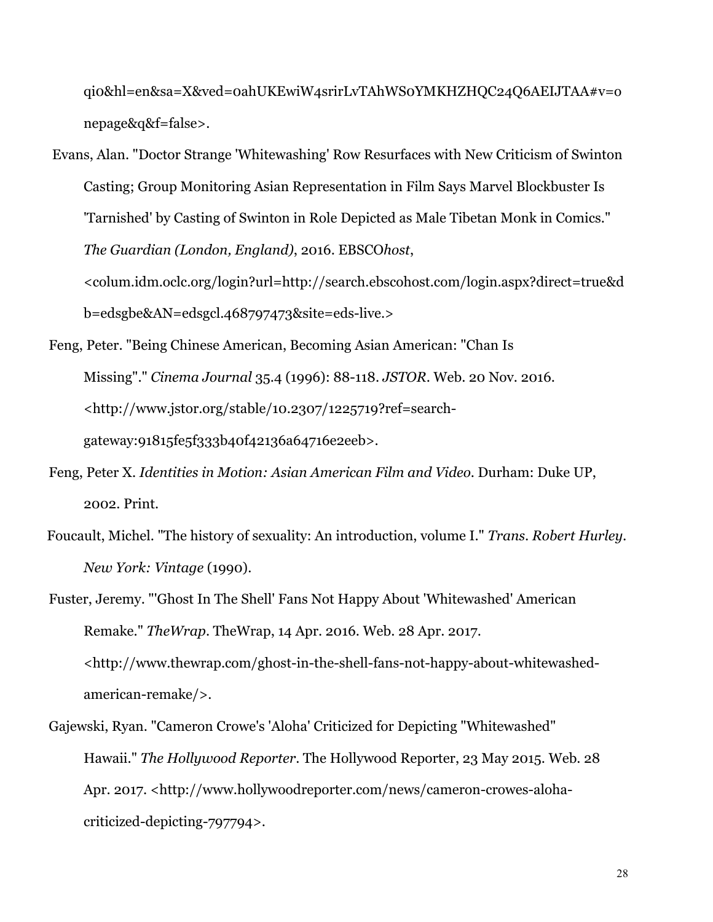qi0&hl=en&sa=X&ved=0ahUKEwiW4srirLvTAhWS0YMKHZHQC24Q6AEIJTAA#v=onepage&q&f=false>.

Evans, Alan. "Doctor Strange 'Whitewashing' Row Resurfaces with New Criticism of Swinton Casting; Group Monitoring Asian Representation in Film Says Marvel Blockbuster Is 'Tarnished' by Casting of Swinton in Role Depicted as Male Tibetan Monk in Comics." *The Guardian (London, England)*, 2016. EBSCO*host*, <colum.idm.oclc.org/login?url=http://search.ebscohost.com/login.aspx?direct=true&db=edsgbe&AN=edsgcl.468797473&site=eds-live.>

Feng, Peter. "Being Chinese American, Becoming Asian American: "Chan Is Missing"." *Cinema Journal* 35.4 (1996): 88-118. *JSTOR*. Web. 20 Nov. 2016. <http://www.jstor.org/stable/10.2307/1225719?ref=search-gateway:91815fe5f333b40f42136a64716e2eeb>.

Feng, Peter X. *Identities in Motion: Asian American Film and Video*. Durham: Duke UP, 2002. Print.

Foucault, Michel. "The history of sexuality: An introduction, volume I." *Trans. Robert Hurley. New York: Vintage* (1990).

Fuster, Jeremy. "'Ghost In The Shell' Fans Not Happy About 'Whitewashed' American Remake." *TheWrap*. TheWrap, 14 Apr. 2016. Web. 28 Apr. 2017. <http://www.thewrap.com/ghost-in-the-shell-fans-not-happy-about-whitewashed-american-remake/>.

Gajewski, Ryan. "Cameron Crowe's 'Aloha' Criticized for Depicting "Whitewashed" Hawaii." *The Hollywood Reporter*. The Hollywood Reporter, 23 May 2015. Web. 28 Apr. 2017. <http://www.hollywoodreporter.com/news/cameron-crowes-aloha-criticized-depicting-797794>.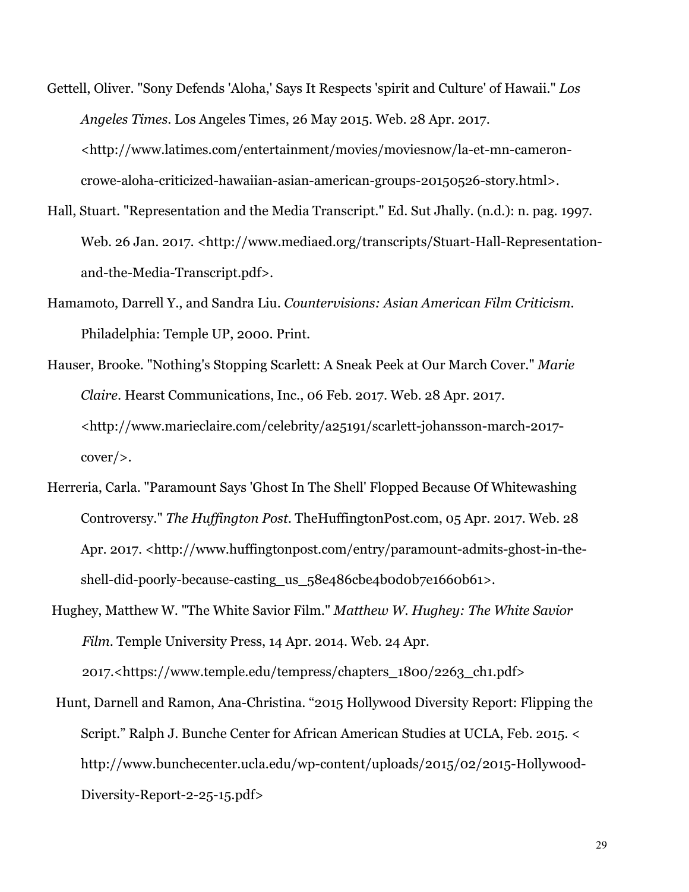Gettell, Oliver. "Sony Defends 'Aloha,' Says It Respects 'spirit and Culture' of Hawaii." *Los Angeles Times*. Los Angeles Times, 26 May 2015. Web. 28 Apr. 2017. <http://www.latimes.com/entertainment/movies/moviesnow/la-et-mn-cameron-crowe-aloha-criticized-hawaiian-asian-american-groups-20150526-story.html>.

Hall, Stuart. "Representation and the Media Transcript." Ed. Sut Jhally. (n.d.): n. pag. 1997. Web. 26 Jan. 2017. <http://www.mediaed.org/transcripts/Stuart-Hall-Representation-and-the-Media-Transcript.pdf>.

Hamamoto, Darrell Y., and Sandra Liu. *Countervisions: Asian American Film Criticism*. Philadelphia: Temple UP, 2000. Print.

Hauser, Brooke. "Nothing's Stopping Scarlett: A Sneak Peek at Our March Cover." *Marie Claire*. Hearst Communications, Inc., 06 Feb. 2017. Web. 28 Apr. 2017. <http://www.marieclaire.com/celebrity/a25191/scarlett-johansson-march-2017-cover/>.

Herreria, Carla. "Paramount Says 'Ghost In The Shell' Flopped Because Of Whitewashing Controversy." *The Huffington Post*. TheHuffingtonPost.com, 05 Apr. 2017. Web. 28 Apr. 2017. <http://www.huffingtonpost.com/entry/paramount-admits-ghost-in-the-shell-did-poorly-because-casting_us_58e486cbe4b0d0b7e1660b61>.

Hughey, Matthew W. "The White Savior Film." *Matthew W. Hughey: The White Savior Film*. Temple University Press, 14 Apr. 2014. Web. 24 Apr. 2017.<https://www.temple.edu/tempress/chapters_1800/2263_ch1.pdf>

Hunt, Darnell and Ramon, Ana-Christina. "2015 Hollywood Diversity Report: Flipping the Script." Ralph J. Bunche Center for African American Studies at UCLA, Feb. 2015. < http://www.bunchecenter.ucla.edu/wp-content/uploads/2015/02/2015-Hollywood-Diversity-Report-2-25-15.pdf>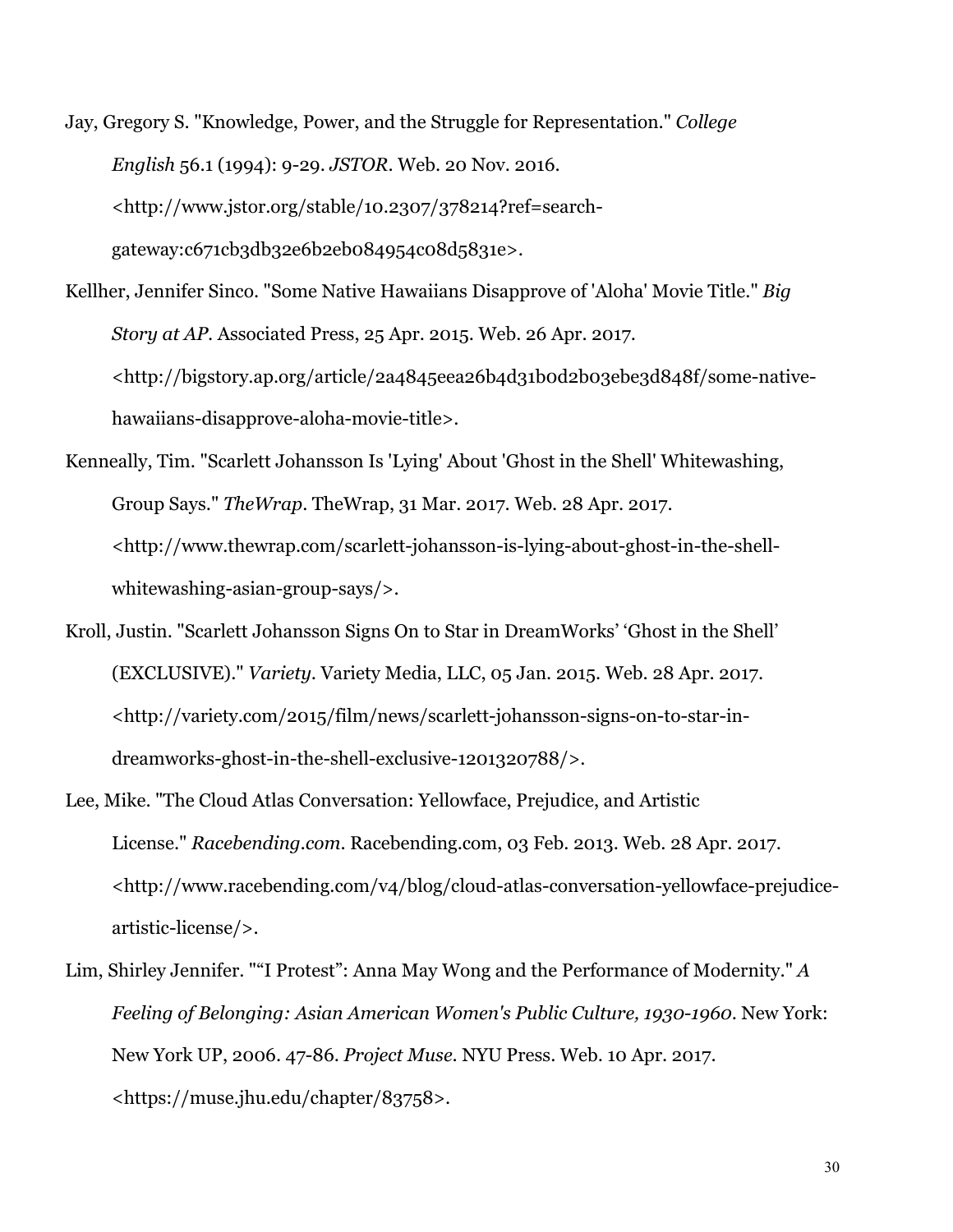Jay, Gregory S. "Knowledge, Power, and the Struggle for Representation." *College English* 56.1 (1994): 9-29. *JSTOR*. Web. 20 Nov. 2016. <http://www.jstor.org/stable/10.2307/378214?ref=search-gateway:c671cb3db32e6b2eb084954c08d5831e>.

Kellher, Jennifer Sinco. "Some Native Hawaiians Disapprove of 'Aloha' Movie Title." *Big Story at AP*. Associated Press, 25 Apr. 2015. Web. 26 Apr. 2017. <http://bigstory.ap.org/article/2a4845eea26b4d31b0d2b03ebe3d848f/some-native-hawaiians-disapprove-aloha-movie-title>.

Kenneally, Tim. "Scarlett Johansson Is 'Lying' About 'Ghost in the Shell' Whitewashing, Group Says." *TheWrap*. TheWrap, 31 Mar. 2017. Web. 28 Apr. 2017. <http://www.thewrap.com/scarlett-johansson-is-lying-about-ghost-in-the-shell-whitewashing-asian-group-says/>.

Kroll, Justin. "Scarlett Johansson Signs On to Star in DreamWorks' 'Ghost in the Shell' (EXCLUSIVE)." *Variety*. Variety Media, LLC, 05 Jan. 2015. Web. 28 Apr. 2017. <http://variety.com/2015/film/news/scarlett-johansson-signs-on-to-star-in-dreamworks-ghost-in-the-shell-exclusive-1201320788/>.

Lee, Mike. "The Cloud Atlas Conversation: Yellowface, Prejudice, and Artistic License." *Racebending.com*. Racebending.com, 03 Feb. 2013. Web. 28 Apr. 2017. <http://www.racebending.com/v4/blog/cloud-atlas-conversation-yellowface-prejudice-artistic-license/>.

Lim, Shirley Jennifer. ""I Protest": Anna May Wong and the Performance of Modernity." *A Feeling of Belonging: Asian American Women's Public Culture, 1930-1960*. New York: New York UP, 2006. 47-86. *Project Muse*. NYU Press. Web. 10 Apr. 2017. <https://muse.jhu.edu/chapter/83758>.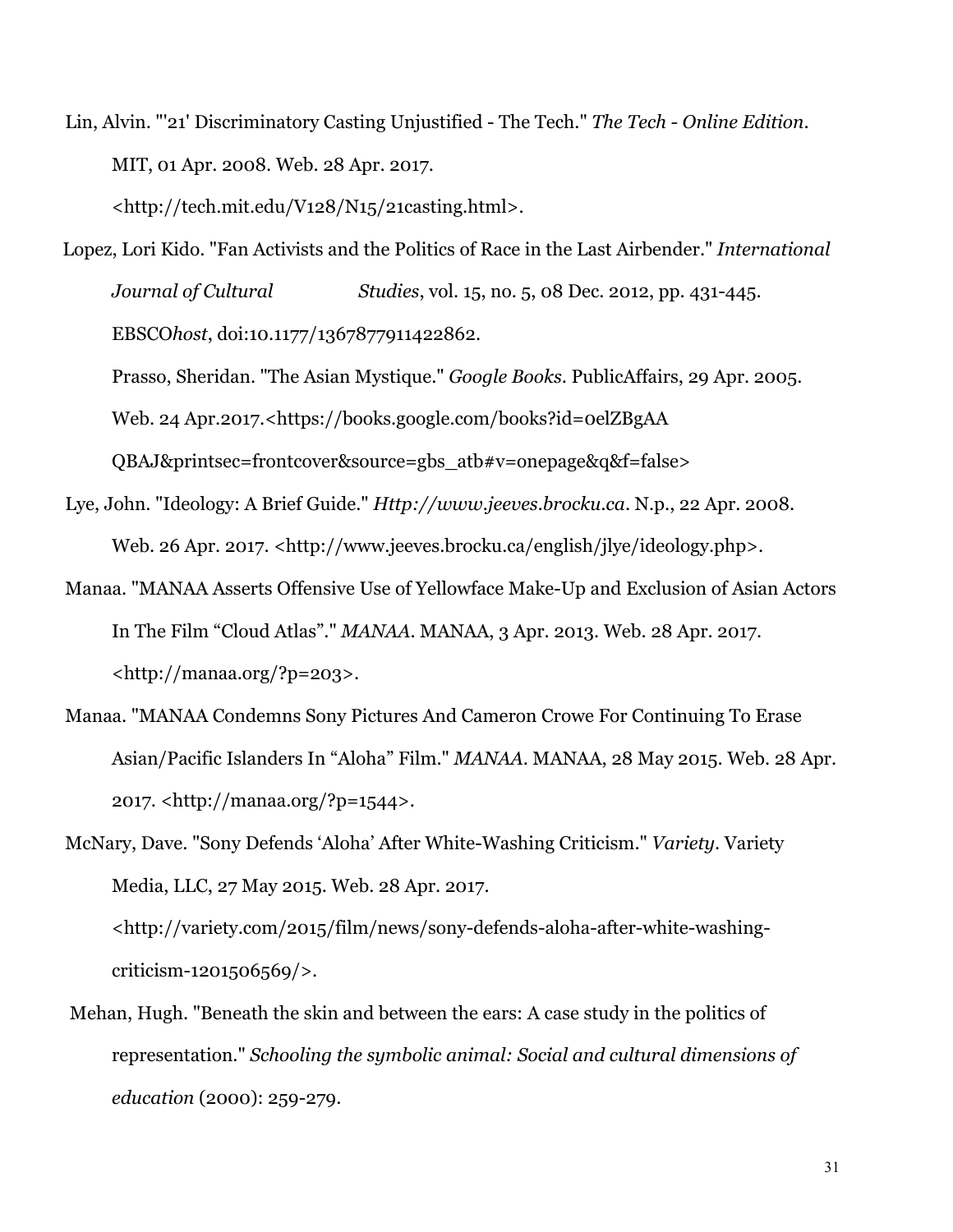Lin, Alvin. "'21' Discriminatory Casting Unjustified - The Tech." *The Tech - Online Edition*. MIT, 01 Apr. 2008. Web. 28 Apr. 2017. <http://tech.mit.edu/V128/N15/21casting.html>.

Lopez, Lori Kido. "Fan Activists and the Politics of Race in the Last Airbender." *International Journal of Cultural Studies*, vol. 15, no. 5, 08 Dec. 2012, pp. 431-445. EBSCO*host*, doi:10.1177/1367877911422862.

Prasso, Sheridan. "The Asian Mystique." *Google Books*. PublicAffairs, 29 Apr. 2005. Web. 24 Apr.2017.<https://books.google.com/books?id=0elZBgAA QBAJ&printsec=frontcover&source=gbs_atb#v=onepage&q&f=false>

Lye, John. "Ideology: A Brief Guide." *Http://www.jeeves.brocku.ca*. N.p., 22 Apr. 2008. Web. 26 Apr. 2017. <http://www.jeeves.brocku.ca/english/jlye/ideology.php>.

Manaa. "MANAA Asserts Offensive Use of Yellowface Make-Up and Exclusion of Asian Actors In The Film "Cloud Atlas"." *MANAA*. MANAA, 3 Apr. 2013. Web. 28 Apr. 2017. <http://manaa.org/?p=203>.

Manaa. "MANAA Condemns Sony Pictures And Cameron Crowe For Continuing To Erase Asian/Pacific Islanders In "Aloha" Film." *MANAA*. MANAA, 28 May 2015. Web. 28 Apr. 2017. <http://manaa.org/?p=1544>.

McNary, Dave. "Sony Defends 'Aloha' After White-Washing Criticism." *Variety*. Variety Media, LLC, 27 May 2015. Web. 28 Apr. 2017. <http://variety.com/2015/film/news/sony-defends-aloha-after-white-washing-criticism-1201506569/>.

Mehan, Hugh. "Beneath the skin and between the ears: A case study in the politics of representation." *Schooling the symbolic animal: Social and cultural dimensions of education* (2000): 259-279.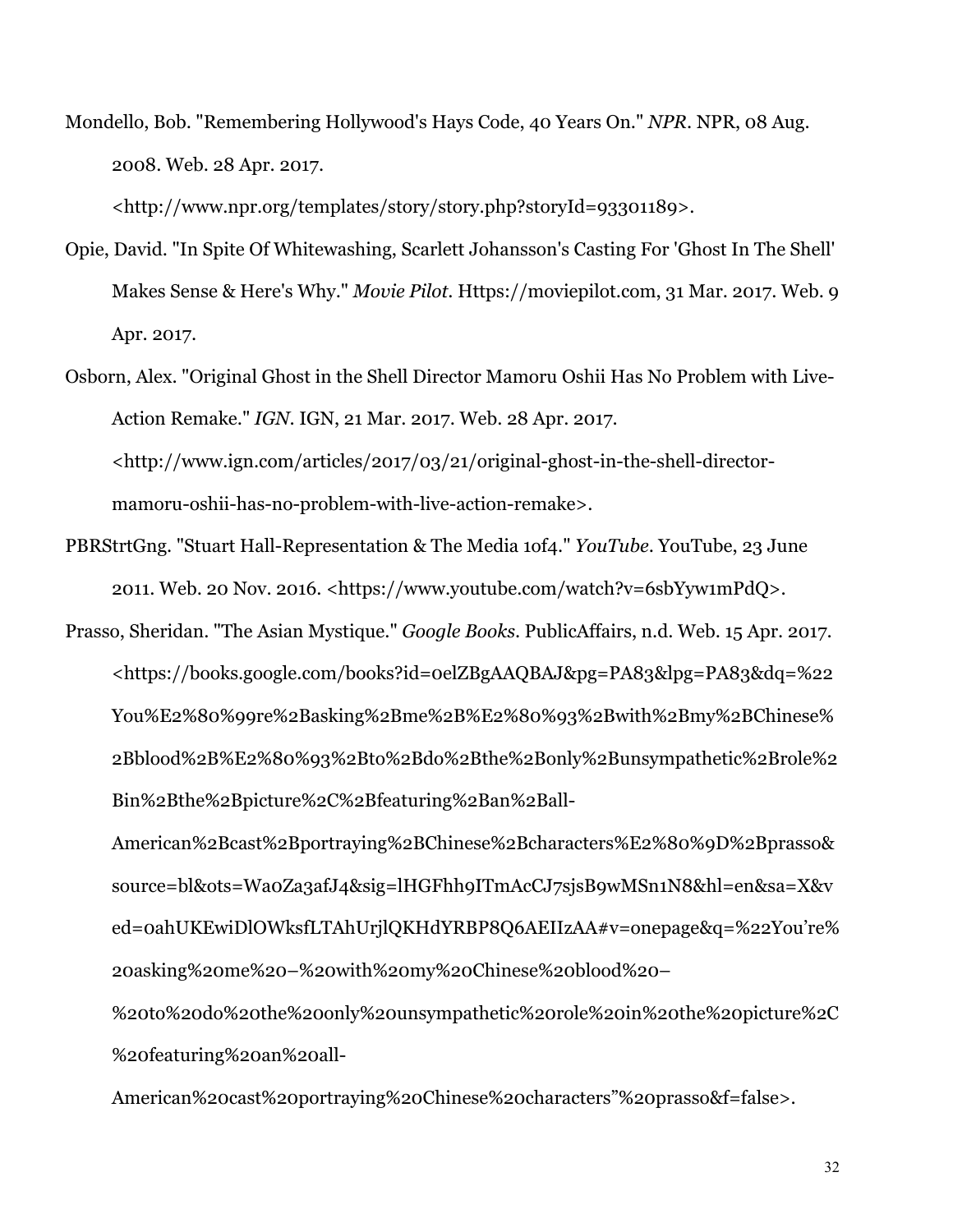Mondello, Bob. "Remembering Hollywood's Hays Code, 40 Years On." *NPR*. NPR, 08 Aug. 2008. Web. 28 Apr. 2017. <http://www.npr.org/templates/story/story.php?storyId=93301189>.

Opie, David. "In Spite Of Whitewashing, Scarlett Johansson's Casting For 'Ghost In The Shell' Makes Sense & Here's Why." *Movie Pilot*. Https://moviepilot.com, 31 Mar. 2017. Web. 9 Apr. 2017.

Osborn, Alex. "Original Ghost in the Shell Director Mamoru Oshii Has No Problem with Live-Action Remake." *IGN*. IGN, 21 Mar. 2017. Web. 28 Apr. 2017. <http://www.ign.com/articles/2017/03/21/original-ghost-in-the-shell-director-mamoru-oshii-has-no-problem-with-live-action-remake>.

PBRStrtGng. "Stuart Hall-Representation & The Media 1of4." *YouTube*. YouTube, 23 June 2011. Web. 20 Nov. 2016. <https://www.youtube.com/watch?v=6sbYyw1mPdQ>.

Prasso, Sheridan. "The Asian Mystique." *Google Books*. PublicAffairs, n.d. Web. 15 Apr. 2017. <https://books.google.com/books?id=0elZBgAAQBAJ&pg=PA83&lpg=PA83&dq=%22You%E2%80%99re%2Basking%2Bme%2B%E2%80%93%2Bwith%2Bmy%2BChinese%2Bblood%2B%E2%80%93%2Bto%2Bdo%2Bthe%2Bonly%2Bunsympathetic%2Brole%2Bin%2Bthe%2Bpicture%2C%2Bfeaturing%2Ban%2Ball-American%2Bcast%2Bportraying%2BChinese%2Bcharacters%E2%80%9D%2Bprasso&source=bl&ots=Wa0Za3afJ4&sig=lHGFhh9ITmAcCJ7sjsB9wMSn1N8&hl=en&sa=X&ved=0ahUKEwiDlOWksfLTAhUrjlQKHdYRBP8Q6AEIIzAA#v=onepage&q=%22You're%20asking%20me%20–%20with%20my%20Chinese%20blood%20–%20to%20do%20the%20only%20unsympathetic%20role%20in%20the%20picture%2C%20featuring%20an%20all-American%20cast%20portraying%20Chinese%20characters"%20prasso&f=false>.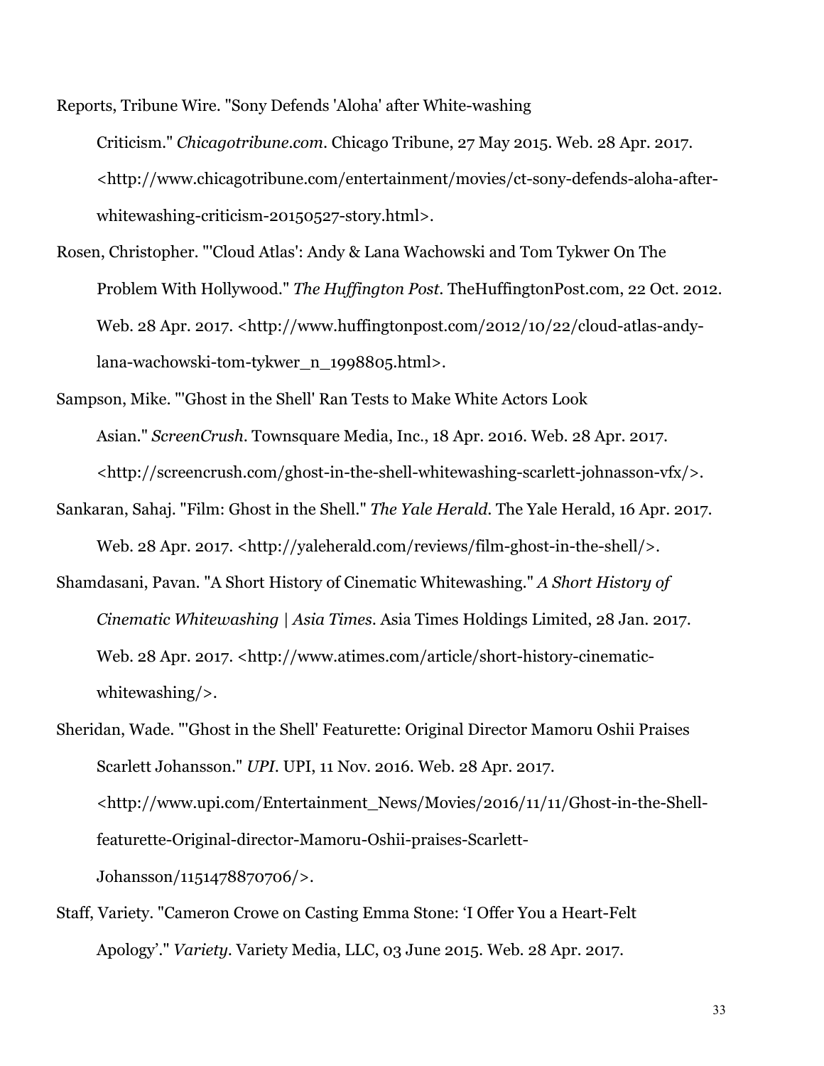Reports, Tribune Wire. "Sony Defends 'Aloha' after White-washing Criticism." *Chicagotribune.com*. Chicago Tribune, 27 May 2015. Web. 28 Apr. 2017. <http://www.chicagotribune.com/entertainment/movies/ct-sony-defends-aloha-after-whitewashing-criticism-20150527-story.html>.

Rosen, Christopher. "'Cloud Atlas': Andy & Lana Wachowski and Tom Tykwer On The Problem With Hollywood." *The Huffington Post*. TheHuffingtonPost.com, 22 Oct. 2012. Web. 28 Apr. 2017. <http://www.huffingtonpost.com/2012/10/22/cloud-atlas-andy-lana-wachowski-tom-tykwer_n_1998805.html>.

Sampson, Mike. "'Ghost in the Shell' Ran Tests to Make White Actors Look Asian." *ScreenCrush*. Townsquare Media, Inc., 18 Apr. 2016. Web. 28 Apr. 2017. <http://screencrush.com/ghost-in-the-shell-whitewashing-scarlett-johnasson-vfx/>.

Sankaran, Sahaj. "Film: Ghost in the Shell." *The Yale Herald*. The Yale Herald, 16 Apr. 2017. Web. 28 Apr. 2017. <http://yaleherald.com/reviews/film-ghost-in-the-shell/>.

Shamdasani, Pavan. "A Short History of Cinematic Whitewashing." *A Short History of Cinematic Whitewashing | Asia Times*. Asia Times Holdings Limited, 28 Jan. 2017. Web. 28 Apr. 2017. <http://www.atimes.com/article/short-history-cinematic-whitewashing/>.

Sheridan, Wade. "'Ghost in the Shell' Featurette: Original Director Mamoru Oshii Praises Scarlett Johansson." *UPI*. UPI, 11 Nov. 2016. Web. 28 Apr. 2017. <http://www.upi.com/Entertainment_News/Movies/2016/11/11/Ghost-in-the-Shell-featurette-Original-director-Mamoru-Oshii-praises-Scarlett-Johansson/1151478870706/>.

Staff, Variety. "Cameron Crowe on Casting Emma Stone: 'I Offer You a Heart-Felt Apology'." *Variety*. Variety Media, LLC, 03 June 2015. Web. 28 Apr. 2017.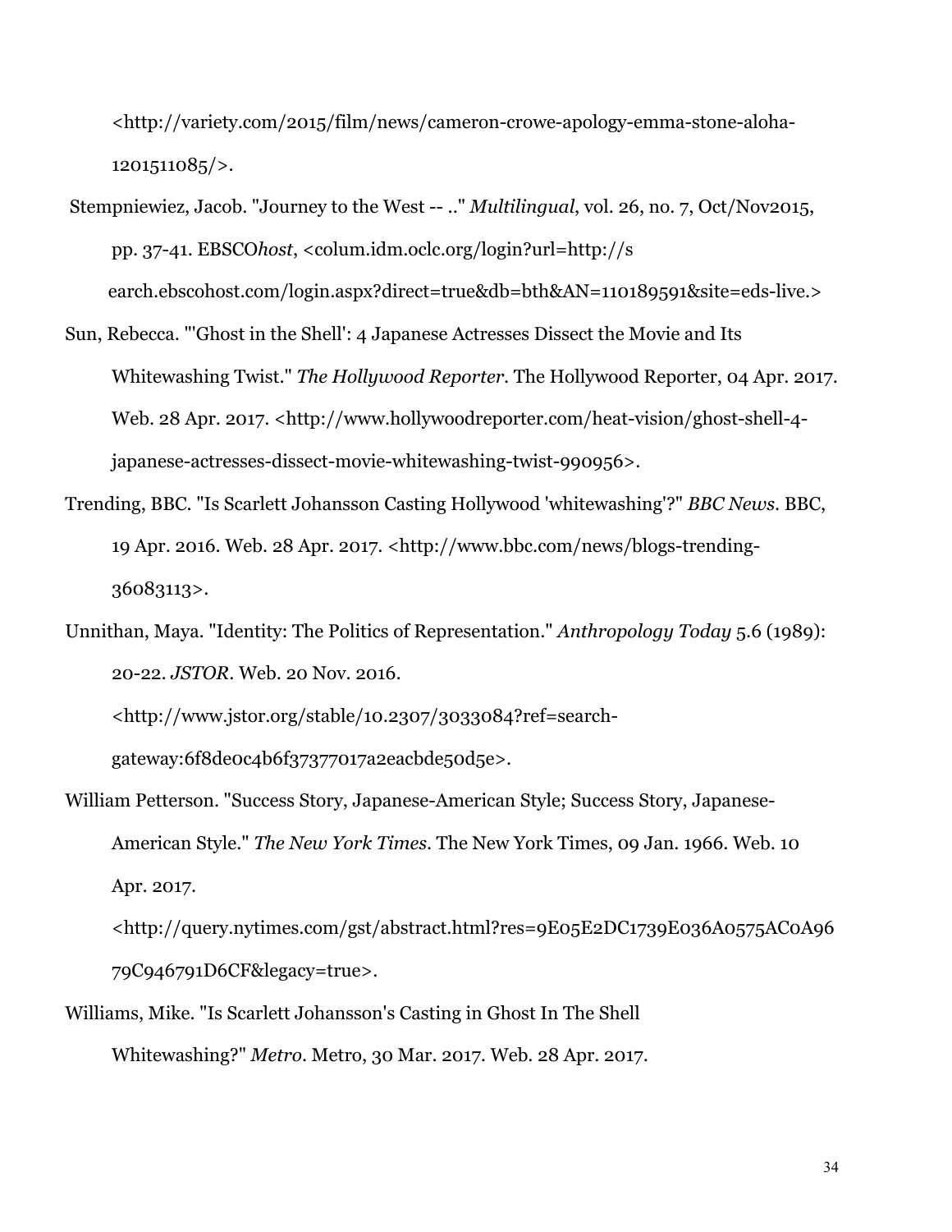<http://variety.com/2015/film/news/cameron-crowe-apology-emma-stone-aloha-1201511085/>.

Stempniewiez, Jacob. "Journey to the West -- .." *Multilingual*, vol. 26, no. 7, Oct/Nov2015, pp. 37-41. EBSCO*host*, <colum.idm.oclc.org/login?url=http://search.ebscohost.com/login.aspx?direct=true&db=bth&AN=110189591&site=eds-live.>

Sun, Rebecca. "'Ghost in the Shell': 4 Japanese Actresses Dissect the Movie and Its Whitewashing Twist." *The Hollywood Reporter*. The Hollywood Reporter, 04 Apr. 2017. Web. 28 Apr. 2017. <http://www.hollywoodreporter.com/heat-vision/ghost-shell-4-japanese-actresses-dissect-movie-whitewashing-twist-990956>.

Trending, BBC. "Is Scarlett Johansson Casting Hollywood 'whitewashing'?" *BBC News*. BBC, 19 Apr. 2016. Web. 28 Apr. 2017. <http://www.bbc.com/news/blogs-trending-36083113>.

Unnithan, Maya. "Identity: The Politics of Representation." *Anthropology Today* 5.6 (1989): 20-22. *JSTOR*. Web. 20 Nov. 2016. <http://www.jstor.org/stable/10.2307/3033084?ref=search-gateway:6f8de0c4b6f37377017a2eacbde50d5e>.

William Petterson. "Success Story, Japanese-American Style; Success Story, Japanese-American Style." *The New York Times*. The New York Times, 09 Jan. 1966. Web. 10 Apr. 2017. <http://query.nytimes.com/gst/abstract.html?res=9E05E2DC1739E036A0575AC0A9679C946791D6CF&legacy=true>.

Williams, Mike. "Is Scarlett Johansson's Casting in Ghost In The Shell Whitewashing?" *Metro*. Metro, 30 Mar. 2017. Web. 28 Apr. 2017.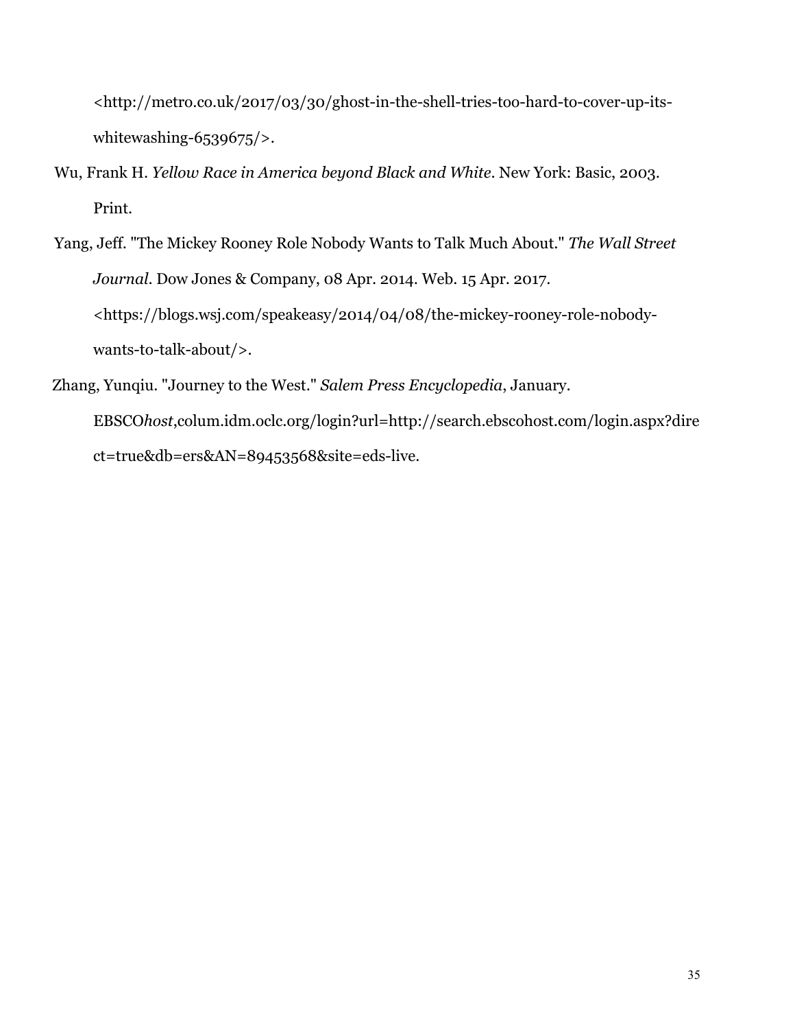<http://metro.co.uk/2017/03/30/ghost-in-the-shell-tries-too-hard-to-cover-up-its-whitewashing-6539675/>.

Wu, Frank H. *Yellow Race in America beyond Black and White*. New York: Basic, 2003. Print.

Yang, Jeff. "The Mickey Rooney Role Nobody Wants to Talk Much About." *The Wall Street Journal*. Dow Jones & Company, 08 Apr. 2014. Web. 15 Apr. 2017. <https://blogs.wsj.com/speakeasy/2014/04/08/the-mickey-rooney-role-nobody-wants-to-talk-about/>.

Zhang, Yunqiu. "Journey to the West." *Salem Press Encyclopedia*, January. EBSCO*host*,colum.idm.oclc.org/login?url=http://search.ebscohost.com/login.aspx?direct=true&db=ers&AN=89453568&site=eds-live.